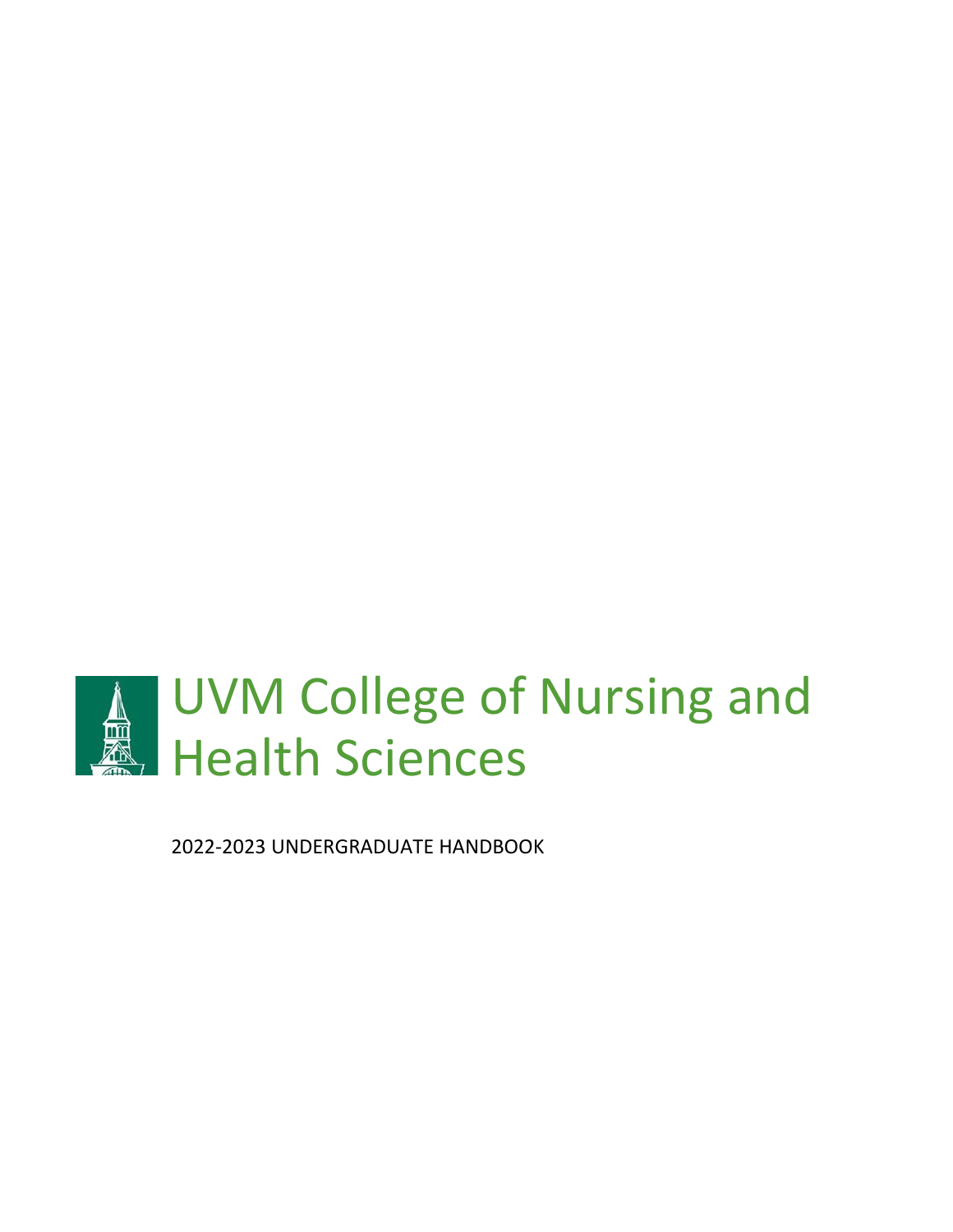# UVM College of Nursing and Health Sciences

2022-2023 UNDERGRADUATE HANDBOOK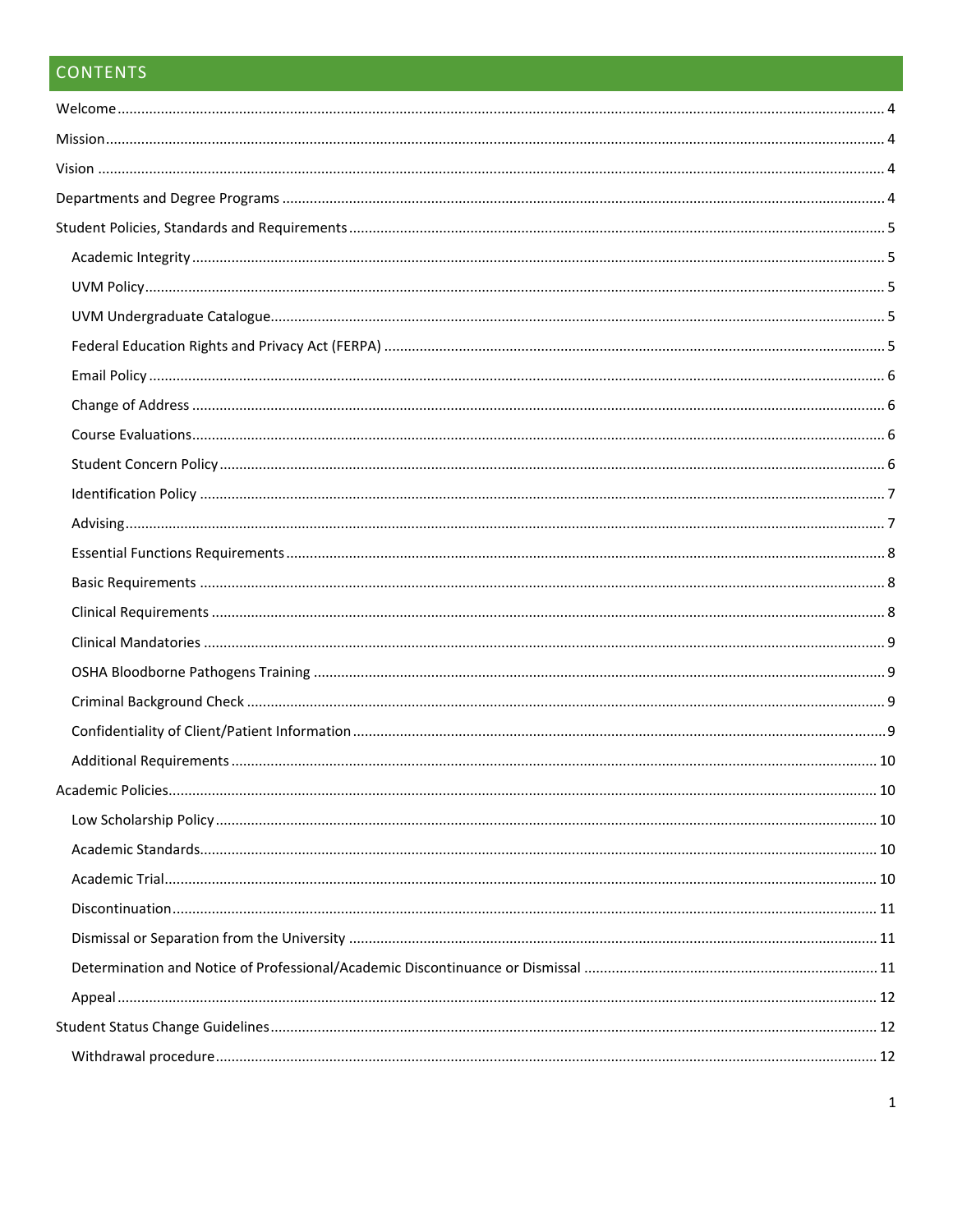# CONTENTS

- Welcome .......... 4
- Mission .......... 4
- Vision .......... 4
- Departments and Degree Programs .......... 4
- Student Policies, Standards and Requirements .......... 5
  - Academic Integrity .......... 5
  - UVM Policy .......... 5
  - UVM Undergraduate Catalogue .......... 5
  - Federal Education Rights and Privacy Act (FERPA) .......... 5
  - Email Policy .......... 6
  - Change of Address .......... 6
  - Course Evaluations .......... 6
  - Student Concern Policy .......... 6
  - Identification Policy .......... 7
  - Advising .......... 7
  - Essential Functions Requirements .......... 8
  - Basic Requirements .......... 8
  - Clinical Requirements .......... 8
  - Clinical Mandatories .......... 9
  - OSHA Bloodborne Pathogens Training .......... 9
  - Criminal Background Check .......... 9
  - Confidentiality of Client/Patient Information .......... 9
  - Additional Requirements .......... 10
- Academic Policies .......... 10
  - Low Scholarship Policy .......... 10
  - Academic Standards .......... 10
  - Academic Trial .......... 10
  - Discontinuation .......... 11
  - Dismissal or Separation from the University .......... 11
  - Determination and Notice of Professional/Academic Discontinuance or Dismissal .......... 11
  - Appeal .......... 12
- Student Status Change Guidelines .......... 12
  - Withdrawal procedure .......... 12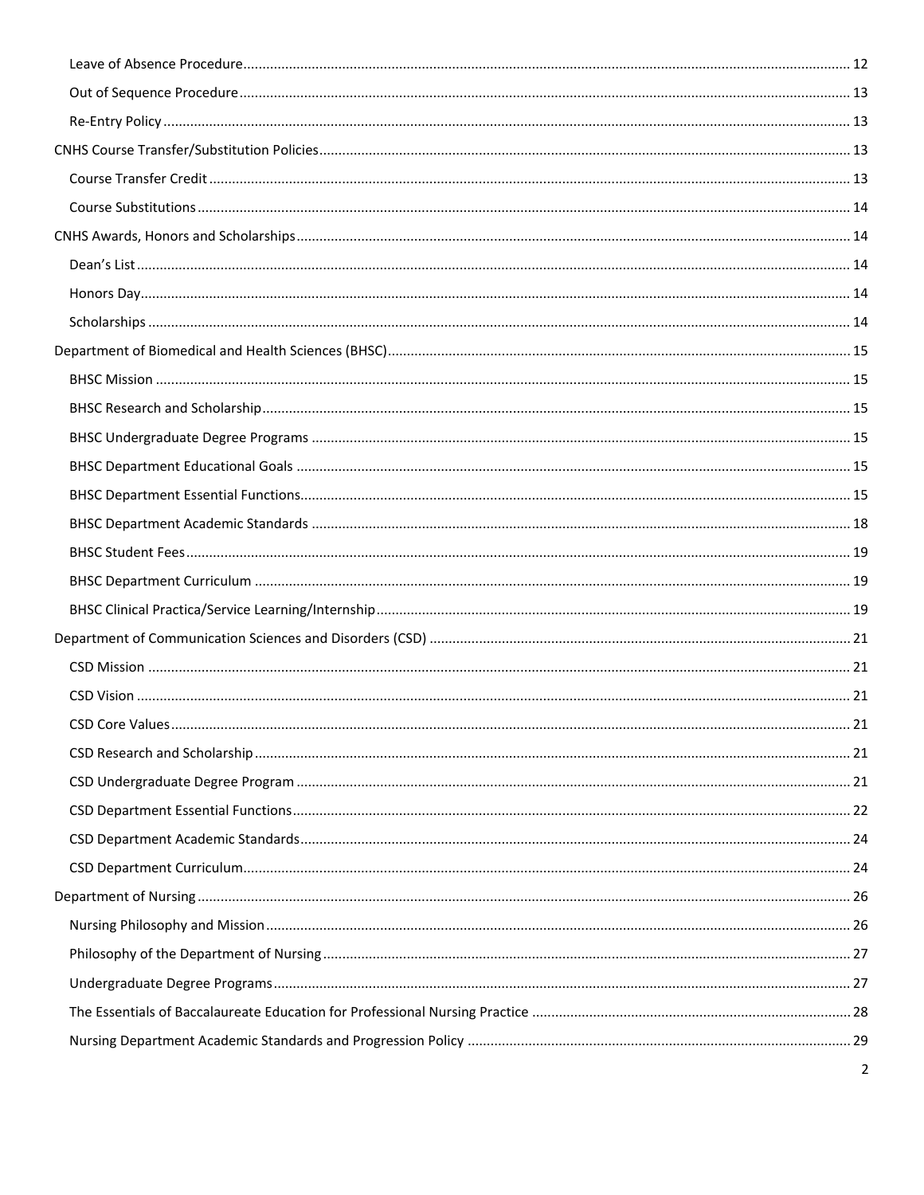- Leave of Absence Procedure ..... 12
- Out of Sequence Procedure ..... 13
- Re-Entry Policy ..... 13

CNHS Course Transfer/Substitution Policies ..... 13

- Course Transfer Credit ..... 13
- Course Substitutions ..... 14

CNHS Awards, Honors and Scholarships ..... 14

- Dean's List ..... 14
- Honors Day ..... 14
- Scholarships ..... 14

Department of Biomedical and Health Sciences (BHSC) ..... 15

- BHSC Mission ..... 15
- BHSC Research and Scholarship ..... 15
- BHSC Undergraduate Degree Programs ..... 15
- BHSC Department Educational Goals ..... 15
- BHSC Department Essential Functions ..... 15
- BHSC Department Academic Standards ..... 18
- BHSC Student Fees ..... 19
- BHSC Department Curriculum ..... 19
- BHSC Clinical Practica/Service Learning/Internship ..... 19

Department of Communication Sciences and Disorders (CSD) ..... 21

- CSD Mission ..... 21
- CSD Vision ..... 21
- CSD Core Values ..... 21
- CSD Research and Scholarship ..... 21
- CSD Undergraduate Degree Program ..... 21
- CSD Department Essential Functions ..... 22
- CSD Department Academic Standards ..... 24
- CSD Department Curriculum ..... 24

Department of Nursing ..... 26

- Nursing Philosophy and Mission ..... 26
- Philosophy of the Department of Nursing ..... 27
- Undergraduate Degree Programs ..... 27
- The Essentials of Baccalaureate Education for Professional Nursing Practice ..... 28
- Nursing Department Academic Standards and Progression Policy ..... 29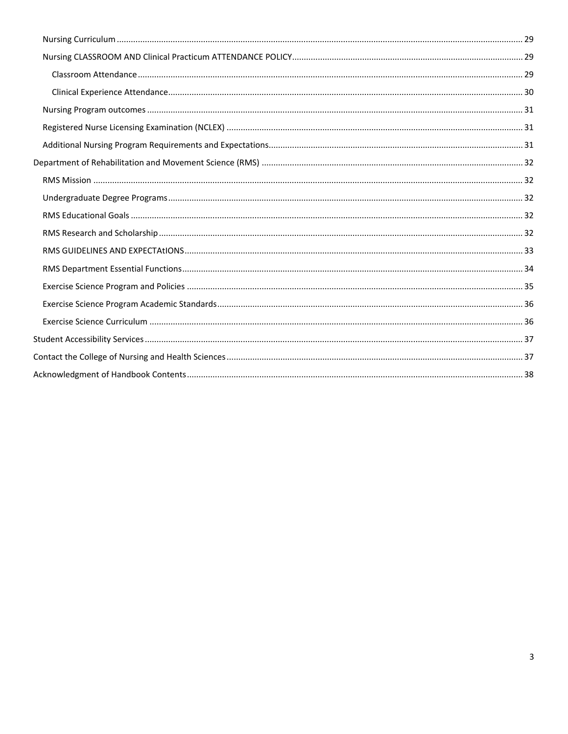- Nursing Curriculum ... 29
- Nursing CLASSROOM AND Clinical Practicum ATTENDANCE POLICY ... 29
  - Classroom Attendance ... 29
  - Clinical Experience Attendance ... 30
- Nursing Program outcomes ... 31
- Registered Nurse Licensing Examination (NCLEX) ... 31
- Additional Nursing Program Requirements and Expectations ... 31

Department of Rehabilitation and Movement Science (RMS) ... 32

- RMS Mission ... 32
- Undergraduate Degree Programs ... 32
- RMS Educational Goals ... 32
- RMS Research and Scholarship ... 32
- RMS GUIDELINES AND EXPECTAtIONS ... 33
- RMS Department Essential Functions ... 34
- Exercise Science Program and Policies ... 35
- Exercise Science Program Academic Standards ... 36
- Exercise Science Curriculum ... 36

Student Accessibility Services ... 37

Contact the College of Nursing and Health Sciences ... 37

Acknowledgment of Handbook Contents ... 38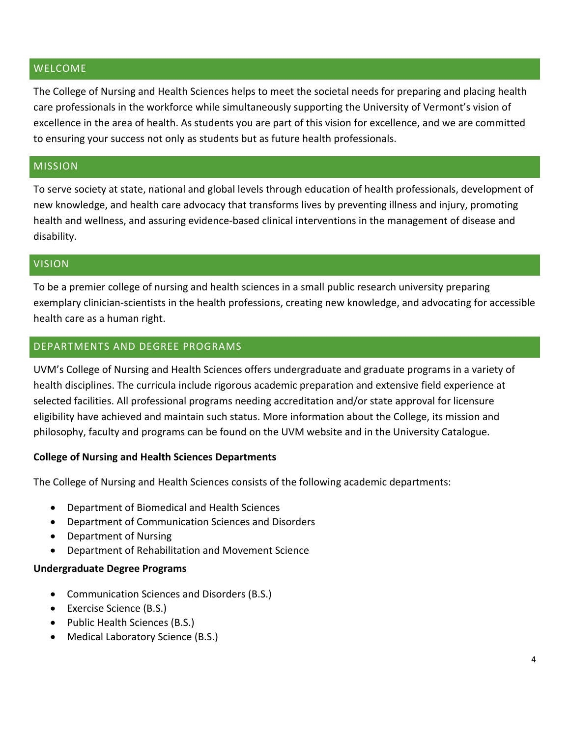## WELCOME

The College of Nursing and Health Sciences helps to meet the societal needs for preparing and placing health care professionals in the workforce while simultaneously supporting the University of Vermont's vision of excellence in the area of health. As students you are part of this vision for excellence, and we are committed to ensuring your success not only as students but as future health professionals.

## MISSION

To serve society at state, national and global levels through education of health professionals, development of new knowledge, and health care advocacy that transforms lives by preventing illness and injury, promoting health and wellness, and assuring evidence-based clinical interventions in the management of disease and disability.

## VISION

To be a premier college of nursing and health sciences in a small public research university preparing exemplary clinician-scientists in the health professions, creating new knowledge, and advocating for accessible health care as a human right.

## DEPARTMENTS AND DEGREE PROGRAMS

UVM's College of Nursing and Health Sciences offers undergraduate and graduate programs in a variety of health disciplines. The curricula include rigorous academic preparation and extensive field experience at selected facilities. All professional programs needing accreditation and/or state approval for licensure eligibility have achieved and maintain such status. More information about the College, its mission and philosophy, faculty and programs can be found on the UVM website and in the University Catalogue.

**College of Nursing and Health Sciences Departments**

The College of Nursing and Health Sciences consists of the following academic departments:

- Department of Biomedical and Health Sciences
- Department of Communication Sciences and Disorders
- Department of Nursing
- Department of Rehabilitation and Movement Science

**Undergraduate Degree Programs**

- Communication Sciences and Disorders (B.S.)
- Exercise Science (B.S.)
- Public Health Sciences (B.S.)
- Medical Laboratory Science (B.S.)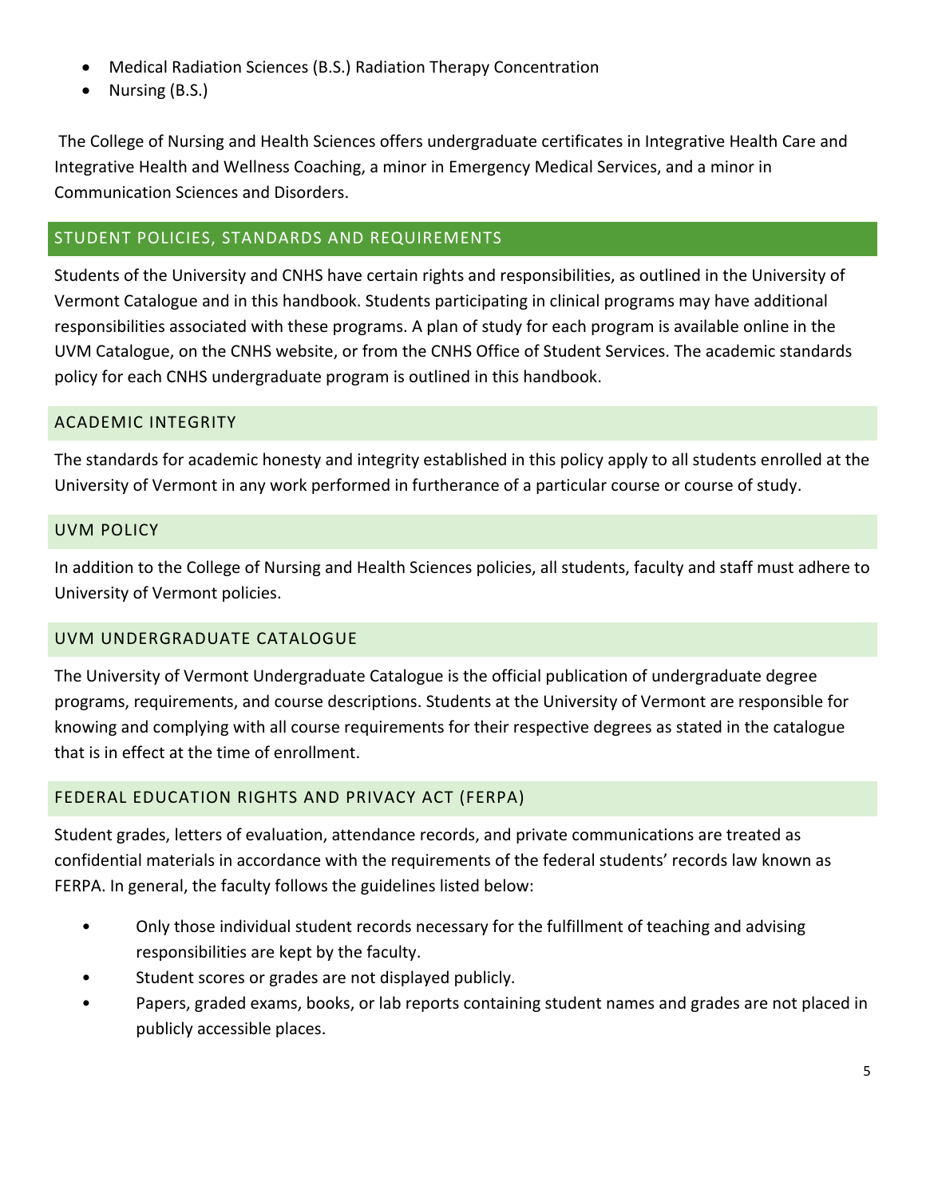- Medical Radiation Sciences (B.S.) Radiation Therapy Concentration
- Nursing (B.S.)

The College of Nursing and Health Sciences offers undergraduate certificates in Integrative Health Care and Integrative Health and Wellness Coaching, a minor in Emergency Medical Services, and a minor in Communication Sciences and Disorders.

## STUDENT POLICIES, STANDARDS AND REQUIREMENTS

Students of the University and CNHS have certain rights and responsibilities, as outlined in the University of Vermont Catalogue and in this handbook. Students participating in clinical programs may have additional responsibilities associated with these programs. A plan of study for each program is available online in the UVM Catalogue, on the CNHS website, or from the CNHS Office of Student Services. The academic standards policy for each CNHS undergraduate program is outlined in this handbook.

### ACADEMIC INTEGRITY

The standards for academic honesty and integrity established in this policy apply to all students enrolled at the University of Vermont in any work performed in furtherance of a particular course or course of study.

### UVM POLICY

In addition to the College of Nursing and Health Sciences policies, all students, faculty and staff must adhere to University of Vermont policies.

### UVM UNDERGRADUATE CATALOGUE

The University of Vermont Undergraduate Catalogue is the official publication of undergraduate degree programs, requirements, and course descriptions. Students at the University of Vermont are responsible for knowing and complying with all course requirements for their respective degrees as stated in the catalogue that is in effect at the time of enrollment.

### FEDERAL EDUCATION RIGHTS AND PRIVACY ACT (FERPA)

Student grades, letters of evaluation, attendance records, and private communications are treated as confidential materials in accordance with the requirements of the federal students' records law known as FERPA. In general, the faculty follows the guidelines listed below:

- Only those individual student records necessary for the fulfillment of teaching and advising responsibilities are kept by the faculty.
- Student scores or grades are not displayed publicly.
- Papers, graded exams, books, or lab reports containing student names and grades are not placed in publicly accessible places.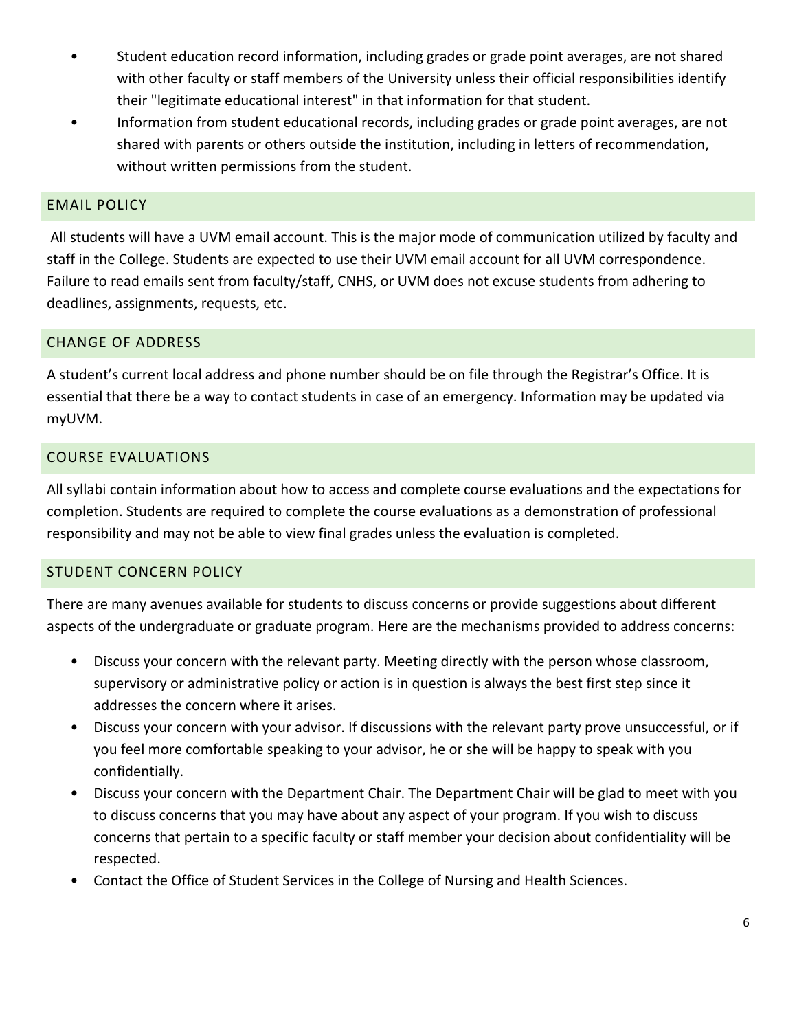- Student education record information, including grades or grade point averages, are not shared with other faculty or staff members of the University unless their official responsibilities identify their "legitimate educational interest" in that information for that student.
- Information from student educational records, including grades or grade point averages, are not shared with parents or others outside the institution, including in letters of recommendation, without written permissions from the student.

## EMAIL POLICY

All students will have a UVM email account. This is the major mode of communication utilized by faculty and staff in the College. Students are expected to use their UVM email account for all UVM correspondence. Failure to read emails sent from faculty/staff, CNHS, or UVM does not excuse students from adhering to deadlines, assignments, requests, etc.

## CHANGE OF ADDRESS

A student's current local address and phone number should be on file through the Registrar's Office. It is essential that there be a way to contact students in case of an emergency. Information may be updated via myUVM.

## COURSE EVALUATIONS

All syllabi contain information about how to access and complete course evaluations and the expectations for completion. Students are required to complete the course evaluations as a demonstration of professional responsibility and may not be able to view final grades unless the evaluation is completed.

## STUDENT CONCERN POLICY

There are many avenues available for students to discuss concerns or provide suggestions about different aspects of the undergraduate or graduate program. Here are the mechanisms provided to address concerns:

- Discuss your concern with the relevant party. Meeting directly with the person whose classroom, supervisory or administrative policy or action is in question is always the best first step since it addresses the concern where it arises.
- Discuss your concern with your advisor. If discussions with the relevant party prove unsuccessful, or if you feel more comfortable speaking to your advisor, he or she will be happy to speak with you confidentially.
- Discuss your concern with the Department Chair. The Department Chair will be glad to meet with you to discuss concerns that you may have about any aspect of your program. If you wish to discuss concerns that pertain to a specific faculty or staff member your decision about confidentiality will be respected.
- Contact the Office of Student Services in the College of Nursing and Health Sciences.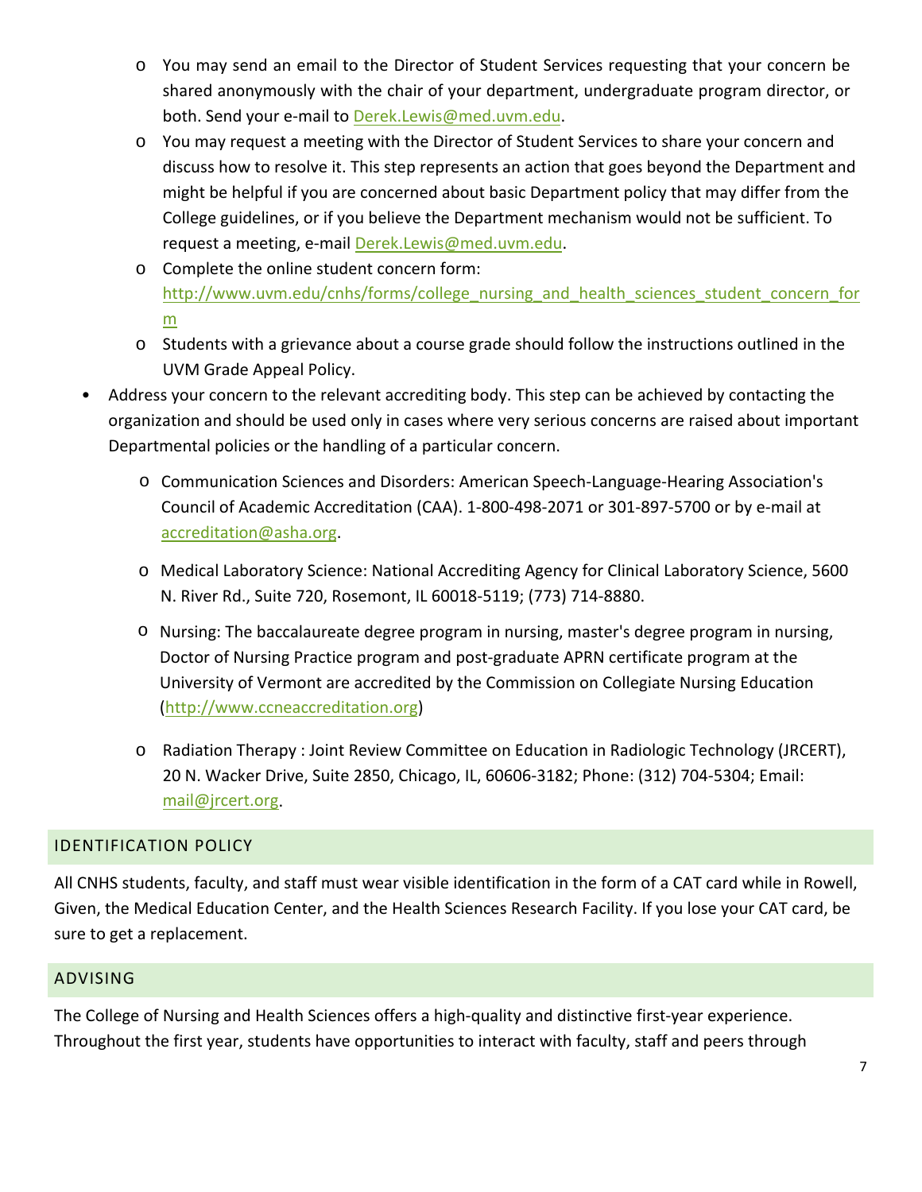- You may send an email to the Director of Student Services requesting that your concern be shared anonymously with the chair of your department, undergraduate program director, or both. Send your e-mail to Derek.Lewis@med.uvm.edu.
  - You may request a meeting with the Director of Student Services to share your concern and discuss how to resolve it. This step represents an action that goes beyond the Department and might be helpful if you are concerned about basic Department policy that may differ from the College guidelines, or if you believe the Department mechanism would not be sufficient. To request a meeting, e-mail Derek.Lewis@med.uvm.edu.
  - Complete the online student concern form: http://www.uvm.edu/cnhs/forms/college_nursing_and_health_sciences_student_concern_form
  - Students with a grievance about a course grade should follow the instructions outlined in the UVM Grade Appeal Policy.
- Address your concern to the relevant accrediting body. This step can be achieved by contacting the organization and should be used only in cases where very serious concerns are raised about important Departmental policies or the handling of a particular concern.
  - Communication Sciences and Disorders: American Speech-Language-Hearing Association's Council of Academic Accreditation (CAA). 1-800-498-2071 or 301-897-5700 or by e-mail at accreditation@asha.org.
  - Medical Laboratory Science: National Accrediting Agency for Clinical Laboratory Science, 5600 N. River Rd., Suite 720, Rosemont, IL 60018-5119; (773) 714-8880.
  - Nursing: The baccalaureate degree program in nursing, master's degree program in nursing, Doctor of Nursing Practice program and post-graduate APRN certificate program at the University of Vermont are accredited by the Commission on Collegiate Nursing Education (http://www.ccneaccreditation.org)
  - Radiation Therapy : Joint Review Committee on Education in Radiologic Technology (JRCERT), 20 N. Wacker Drive, Suite 2850, Chicago, IL, 60606-3182; Phone: (312) 704-5304; Email: mail@jrcert.org.

## IDENTIFICATION POLICY

All CNHS students, faculty, and staff must wear visible identification in the form of a CAT card while in Rowell, Given, the Medical Education Center, and the Health Sciences Research Facility. If you lose your CAT card, be sure to get a replacement.

## ADVISING

The College of Nursing and Health Sciences offers a high-quality and distinctive first-year experience. Throughout the first year, students have opportunities to interact with faculty, staff and peers through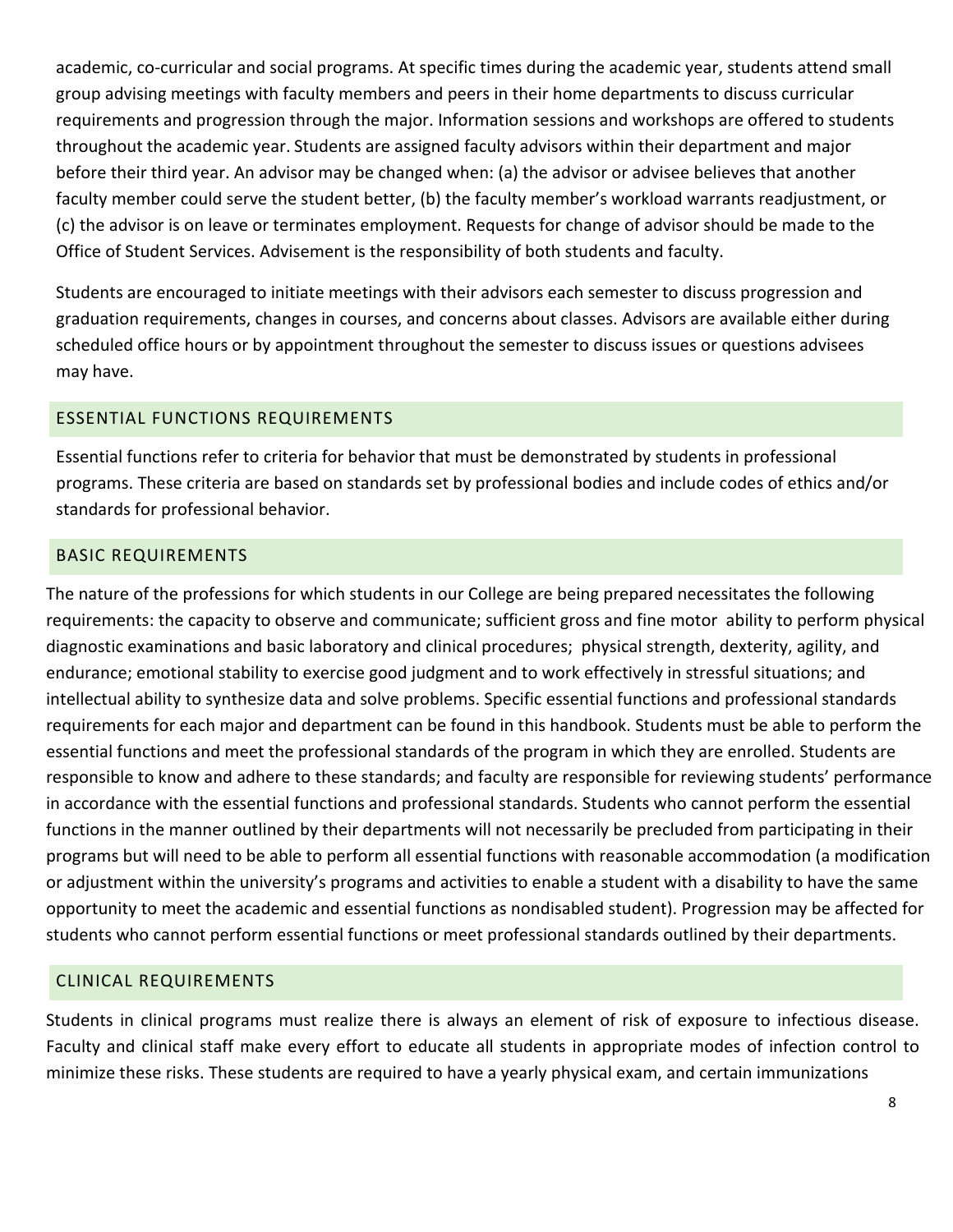academic, co-curricular and social programs. At specific times during the academic year, students attend small group advising meetings with faculty members and peers in their home departments to discuss curricular requirements and progression through the major. Information sessions and workshops are offered to students throughout the academic year. Students are assigned faculty advisors within their department and major before their third year. An advisor may be changed when: (a) the advisor or advisee believes that another faculty member could serve the student better, (b) the faculty member's workload warrants readjustment, or (c) the advisor is on leave or terminates employment. Requests for change of advisor should be made to the Office of Student Services. Advisement is the responsibility of both students and faculty.

Students are encouraged to initiate meetings with their advisors each semester to discuss progression and graduation requirements, changes in courses, and concerns about classes. Advisors are available either during scheduled office hours or by appointment throughout the semester to discuss issues or questions advisees may have.

## ESSENTIAL FUNCTIONS REQUIREMENTS

Essential functions refer to criteria for behavior that must be demonstrated by students in professional programs. These criteria are based on standards set by professional bodies and include codes of ethics and/or standards for professional behavior.

## BASIC REQUIREMENTS

The nature of the professions for which students in our College are being prepared necessitates the following requirements: the capacity to observe and communicate; sufficient gross and fine motor ability to perform physical diagnostic examinations and basic laboratory and clinical procedures; physical strength, dexterity, agility, and endurance; emotional stability to exercise good judgment and to work effectively in stressful situations; and intellectual ability to synthesize data and solve problems. Specific essential functions and professional standards requirements for each major and department can be found in this handbook. Students must be able to perform the essential functions and meet the professional standards of the program in which they are enrolled. Students are responsible to know and adhere to these standards; and faculty are responsible for reviewing students' performance in accordance with the essential functions and professional standards. Students who cannot perform the essential functions in the manner outlined by their departments will not necessarily be precluded from participating in their programs but will need to be able to perform all essential functions with reasonable accommodation (a modification or adjustment within the university's programs and activities to enable a student with a disability to have the same opportunity to meet the academic and essential functions as nondisabled student). Progression may be affected for students who cannot perform essential functions or meet professional standards outlined by their departments.

## CLINICAL REQUIREMENTS

Students in clinical programs must realize there is always an element of risk of exposure to infectious disease. Faculty and clinical staff make every effort to educate all students in appropriate modes of infection control to minimize these risks. These students are required to have a yearly physical exam, and certain immunizations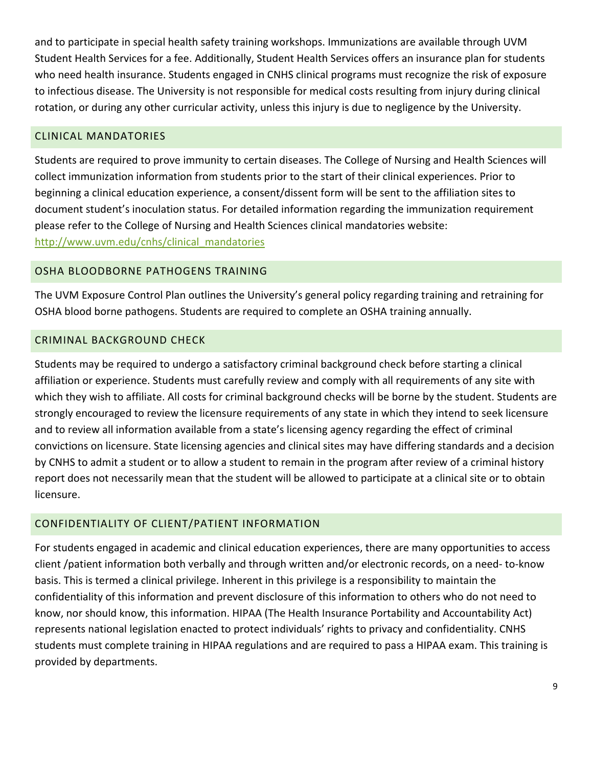and to participate in special health safety training workshops. Immunizations are available through UVM Student Health Services for a fee. Additionally, Student Health Services offers an insurance plan for students who need health insurance. Students engaged in CNHS clinical programs must recognize the risk of exposure to infectious disease. The University is not responsible for medical costs resulting from injury during clinical rotation, or during any other curricular activity, unless this injury is due to negligence by the University.

## CLINICAL MANDATORIES

Students are required to prove immunity to certain diseases. The College of Nursing and Health Sciences will collect immunization information from students prior to the start of their clinical experiences. Prior to beginning a clinical education experience, a consent/dissent form will be sent to the affiliation sites to document student's inoculation status. For detailed information regarding the immunization requirement please refer to the College of Nursing and Health Sciences clinical mandatories website: [http://www.uvm.edu/cnhs/clinical_mandatories](http://www.uvm.edu/cnhs/clinical_mandatories)

## OSHA BLOODBORNE PATHOGENS TRAINING

The UVM Exposure Control Plan outlines the University's general policy regarding training and retraining for OSHA blood borne pathogens. Students are required to complete an OSHA training annually.

## CRIMINAL BACKGROUND CHECK

Students may be required to undergo a satisfactory criminal background check before starting a clinical affiliation or experience. Students must carefully review and comply with all requirements of any site with which they wish to affiliate. All costs for criminal background checks will be borne by the student. Students are strongly encouraged to review the licensure requirements of any state in which they intend to seek licensure and to review all information available from a state's licensing agency regarding the effect of criminal convictions on licensure. State licensing agencies and clinical sites may have differing standards and a decision by CNHS to admit a student or to allow a student to remain in the program after review of a criminal history report does not necessarily mean that the student will be allowed to participate at a clinical site or to obtain licensure.

## CONFIDENTIALITY OF CLIENT/PATIENT INFORMATION

For students engaged in academic and clinical education experiences, there are many opportunities to access client /patient information both verbally and through written and/or electronic records, on a need- to-know basis. This is termed a clinical privilege. Inherent in this privilege is a responsibility to maintain the confidentiality of this information and prevent disclosure of this information to others who do not need to know, nor should know, this information. HIPAA (The Health Insurance Portability and Accountability Act) represents national legislation enacted to protect individuals' rights to privacy and confidentiality. CNHS students must complete training in HIPAA regulations and are required to pass a HIPAA exam. This training is provided by departments.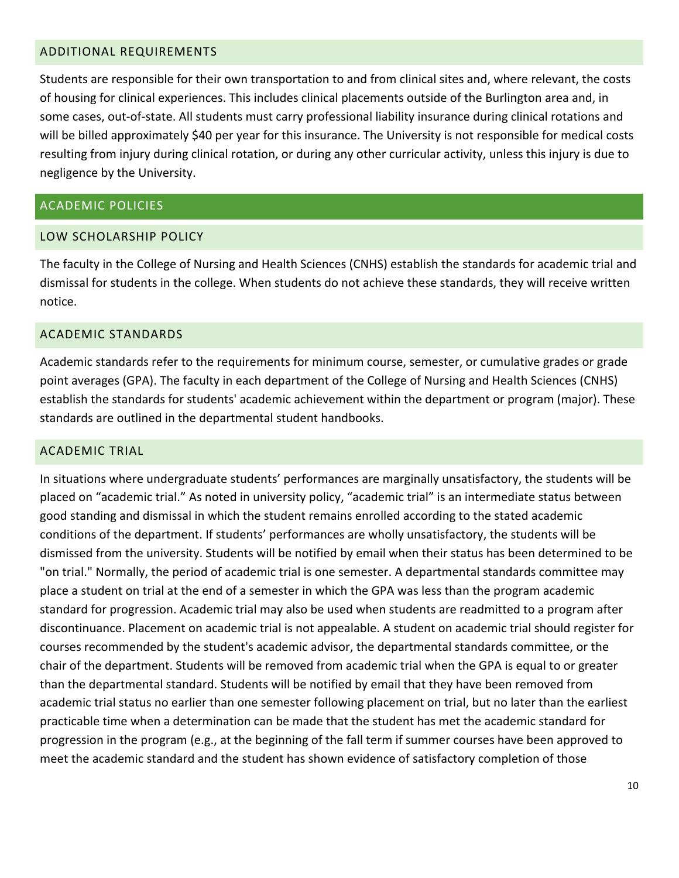## ADDITIONAL REQUIREMENTS

Students are responsible for their own transportation to and from clinical sites and, where relevant, the costs of housing for clinical experiences. This includes clinical placements outside of the Burlington area and, in some cases, out-of-state. All students must carry professional liability insurance during clinical rotations and will be billed approximately $40 per year for this insurance. The University is not responsible for medical costs resulting from injury during clinical rotation, or during any other curricular activity, unless this injury is due to negligence by the University.

# ACADEMIC POLICIES

## LOW SCHOLARSHIP POLICY

The faculty in the College of Nursing and Health Sciences (CNHS) establish the standards for academic trial and dismissal for students in the college. When students do not achieve these standards, they will receive written notice.

## ACADEMIC STANDARDS

Academic standards refer to the requirements for minimum course, semester, or cumulative grades or grade point averages (GPA). The faculty in each department of the College of Nursing and Health Sciences (CNHS) establish the standards for students' academic achievement within the department or program (major). These standards are outlined in the departmental student handbooks.

## ACADEMIC TRIAL

In situations where undergraduate students' performances are marginally unsatisfactory, the students will be placed on "academic trial." As noted in university policy, "academic trial" is an intermediate status between good standing and dismissal in which the student remains enrolled according to the stated academic conditions of the department. If students' performances are wholly unsatisfactory, the students will be dismissed from the university. Students will be notified by email when their status has been determined to be "on trial." Normally, the period of academic trial is one semester. A departmental standards committee may place a student on trial at the end of a semester in which the GPA was less than the program academic standard for progression. Academic trial may also be used when students are readmitted to a program after discontinuance. Placement on academic trial is not appealable. A student on academic trial should register for courses recommended by the student's academic advisor, the departmental standards committee, or the chair of the department. Students will be removed from academic trial when the GPA is equal to or greater than the departmental standard. Students will be notified by email that they have been removed from academic trial status no earlier than one semester following placement on trial, but no later than the earliest practicable time when a determination can be made that the student has met the academic standard for progression in the program (e.g., at the beginning of the fall term if summer courses have been approved to meet the academic standard and the student has shown evidence of satisfactory completion of those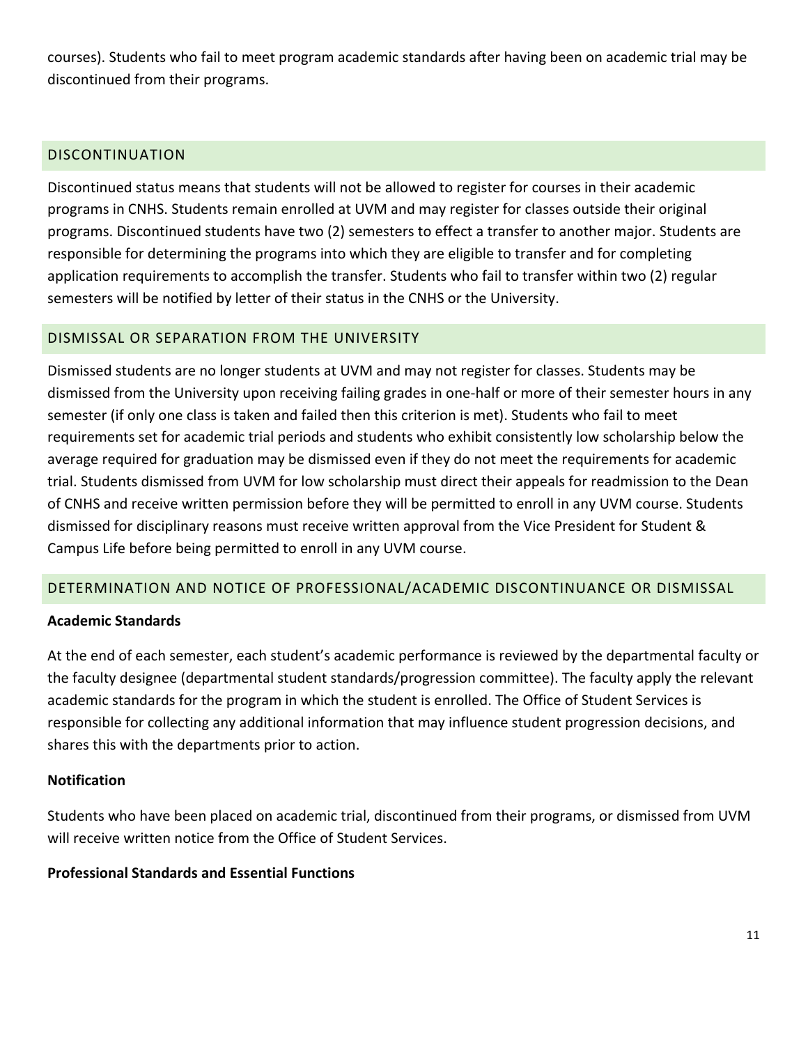courses). Students who fail to meet program academic standards after having been on academic trial may be discontinued from their programs.

## DISCONTINUATION

Discontinued status means that students will not be allowed to register for courses in their academic programs in CNHS. Students remain enrolled at UVM and may register for classes outside their original programs. Discontinued students have two (2) semesters to effect a transfer to another major. Students are responsible for determining the programs into which they are eligible to transfer and for completing application requirements to accomplish the transfer. Students who fail to transfer within two (2) regular semesters will be notified by letter of their status in the CNHS or the University.

## DISMISSAL OR SEPARATION FROM THE UNIVERSITY

Dismissed students are no longer students at UVM and may not register for classes. Students may be dismissed from the University upon receiving failing grades in one-half or more of their semester hours in any semester (if only one class is taken and failed then this criterion is met). Students who fail to meet requirements set for academic trial periods and students who exhibit consistently low scholarship below the average required for graduation may be dismissed even if they do not meet the requirements for academic trial. Students dismissed from UVM for low scholarship must direct their appeals for readmission to the Dean of CNHS and receive written permission before they will be permitted to enroll in any UVM course. Students dismissed for disciplinary reasons must receive written approval from the Vice President for Student & Campus Life before being permitted to enroll in any UVM course.

## DETERMINATION AND NOTICE OF PROFESSIONAL/ACADEMIC DISCONTINUANCE OR DISMISSAL

**Academic Standards**

At the end of each semester, each student's academic performance is reviewed by the departmental faculty or the faculty designee (departmental student standards/progression committee). The faculty apply the relevant academic standards for the program in which the student is enrolled. The Office of Student Services is responsible for collecting any additional information that may influence student progression decisions, and shares this with the departments prior to action.

**Notification**

Students who have been placed on academic trial, discontinued from their programs, or dismissed from UVM will receive written notice from the Office of Student Services.

**Professional Standards and Essential Functions**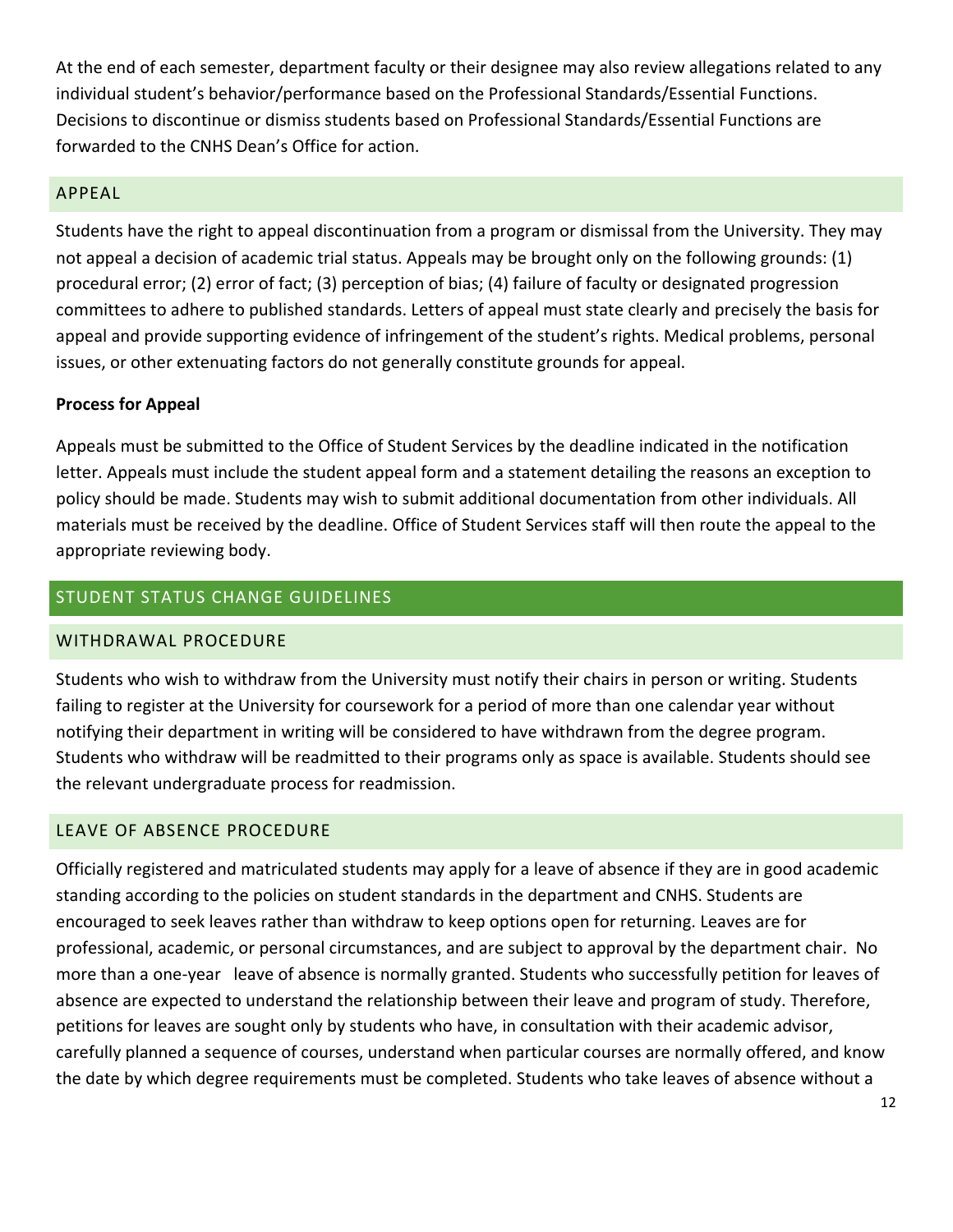At the end of each semester, department faculty or their designee may also review allegations related to any individual student's behavior/performance based on the Professional Standards/Essential Functions. Decisions to discontinue or dismiss students based on Professional Standards/Essential Functions are forwarded to the CNHS Dean's Office for action.

### APPEAL

Students have the right to appeal discontinuation from a program or dismissal from the University. They may not appeal a decision of academic trial status. Appeals may be brought only on the following grounds: (1) procedural error; (2) error of fact; (3) perception of bias; (4) failure of faculty or designated progression committees to adhere to published standards. Letters of appeal must state clearly and precisely the basis for appeal and provide supporting evidence of infringement of the student's rights. Medical problems, personal issues, or other extenuating factors do not generally constitute grounds for appeal.

**Process for Appeal**

Appeals must be submitted to the Office of Student Services by the deadline indicated in the notification letter. Appeals must include the student appeal form and a statement detailing the reasons an exception to policy should be made. Students may wish to submit additional documentation from other individuals. All materials must be received by the deadline. Office of Student Services staff will then route the appeal to the appropriate reviewing body.

## STUDENT STATUS CHANGE GUIDELINES

### WITHDRAWAL PROCEDURE

Students who wish to withdraw from the University must notify their chairs in person or writing. Students failing to register at the University for coursework for a period of more than one calendar year without notifying their department in writing will be considered to have withdrawn from the degree program. Students who withdraw will be readmitted to their programs only as space is available. Students should see the relevant undergraduate process for readmission.

### LEAVE OF ABSENCE PROCEDURE

Officially registered and matriculated students may apply for a leave of absence if they are in good academic standing according to the policies on student standards in the department and CNHS. Students are encouraged to seek leaves rather than withdraw to keep options open for returning. Leaves are for professional, academic, or personal circumstances, and are subject to approval by the department chair. No more than a one-year leave of absence is normally granted. Students who successfully petition for leaves of absence are expected to understand the relationship between their leave and program of study. Therefore, petitions for leaves are sought only by students who have, in consultation with their academic advisor, carefully planned a sequence of courses, understand when particular courses are normally offered, and know the date by which degree requirements must be completed. Students who take leaves of absence without a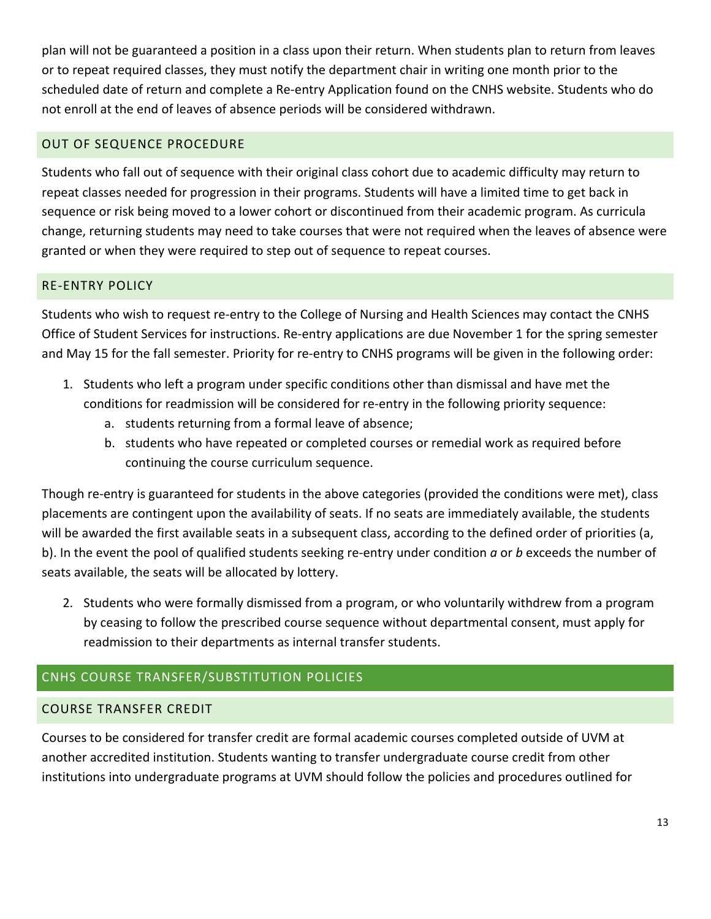plan will not be guaranteed a position in a class upon their return. When students plan to return from leaves or to repeat required classes, they must notify the department chair in writing one month prior to the scheduled date of return and complete a Re-entry Application found on the CNHS website. Students who do not enroll at the end of leaves of absence periods will be considered withdrawn.

### OUT OF SEQUENCE PROCEDURE

Students who fall out of sequence with their original class cohort due to academic difficulty may return to repeat classes needed for progression in their programs. Students will have a limited time to get back in sequence or risk being moved to a lower cohort or discontinued from their academic program. As curricula change, returning students may need to take courses that were not required when the leaves of absence were granted or when they were required to step out of sequence to repeat courses.

### RE-ENTRY POLICY

Students who wish to request re-entry to the College of Nursing and Health Sciences may contact the CNHS Office of Student Services for instructions. Re-entry applications are due November 1 for the spring semester and May 15 for the fall semester. Priority for re-entry to CNHS programs will be given in the following order:

1. Students who left a program under specific conditions other than dismissal and have met the conditions for readmission will be considered for re-entry in the following priority sequence:
   a. students returning from a formal leave of absence;
   b. students who have repeated or completed courses or remedial work as required before continuing the course curriculum sequence.

Though re-entry is guaranteed for students in the above categories (provided the conditions were met), class placements are contingent upon the availability of seats. If no seats are immediately available, the students will be awarded the first available seats in a subsequent class, according to the defined order of priorities (a, b). In the event the pool of qualified students seeking re-entry under condition *a* or *b* exceeds the number of seats available, the seats will be allocated by lottery.

2. Students who were formally dismissed from a program, or who voluntarily withdrew from a program by ceasing to follow the prescribed course sequence without departmental consent, must apply for readmission to their departments as internal transfer students.

## CNHS COURSE TRANSFER/SUBSTITUTION POLICIES

### COURSE TRANSFER CREDIT

Courses to be considered for transfer credit are formal academic courses completed outside of UVM at another accredited institution. Students wanting to transfer undergraduate course credit from other institutions into undergraduate programs at UVM should follow the policies and procedures outlined for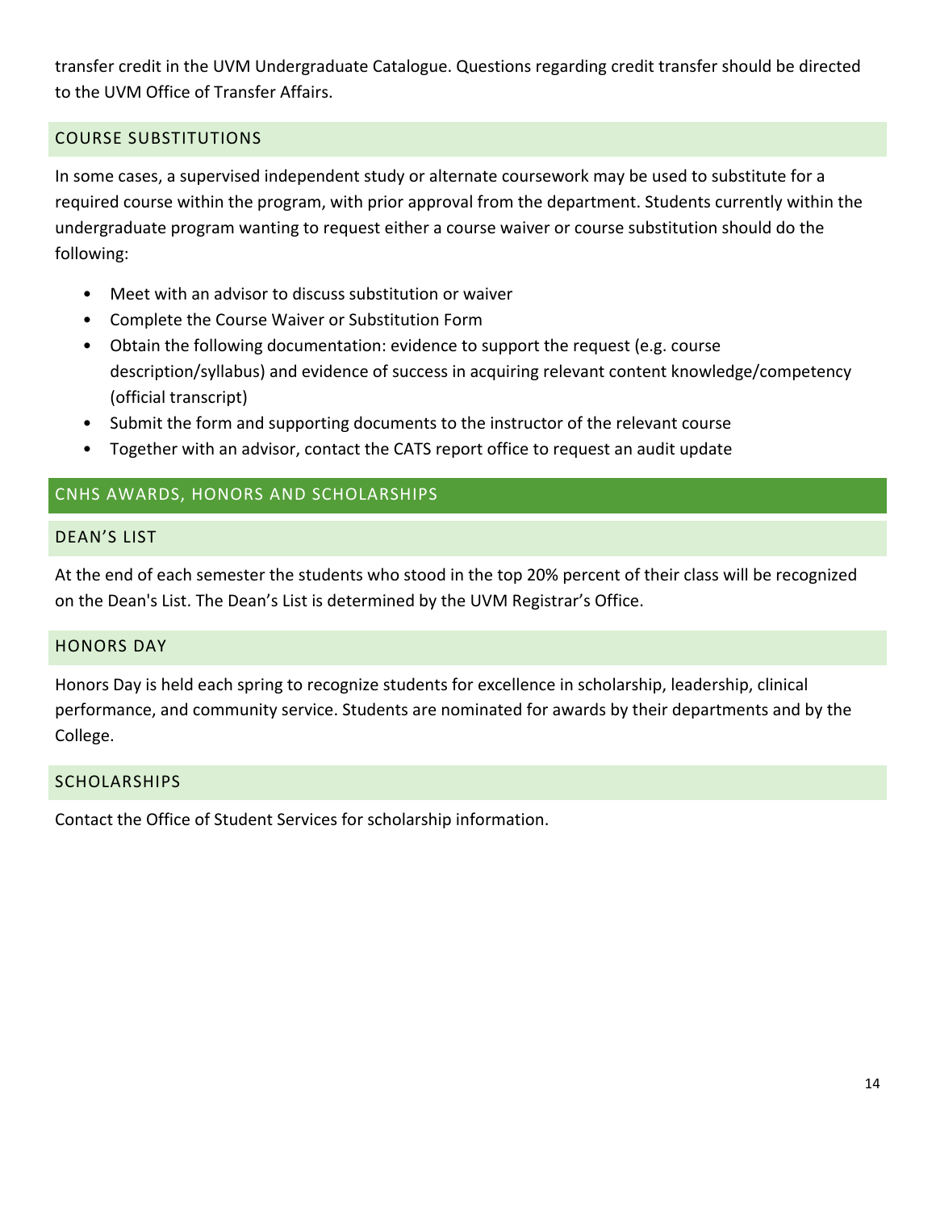transfer credit in the UVM Undergraduate Catalogue. Questions regarding credit transfer should be directed to the UVM Office of Transfer Affairs.

### COURSE SUBSTITUTIONS

In some cases, a supervised independent study or alternate coursework may be used to substitute for a required course within the program, with prior approval from the department. Students currently within the undergraduate program wanting to request either a course waiver or course substitution should do the following:

- Meet with an advisor to discuss substitution or waiver
- Complete the Course Waiver or Substitution Form
- Obtain the following documentation: evidence to support the request (e.g. course description/syllabus) and evidence of success in acquiring relevant content knowledge/competency (official transcript)
- Submit the form and supporting documents to the instructor of the relevant course
- Together with an advisor, contact the CATS report office to request an audit update

## CNHS AWARDS, HONORS AND SCHOLARSHIPS

### DEAN'S LIST

At the end of each semester the students who stood in the top 20% percent of their class will be recognized on the Dean's List. The Dean's List is determined by the UVM Registrar's Office.

### HONORS DAY

Honors Day is held each spring to recognize students for excellence in scholarship, leadership, clinical performance, and community service. Students are nominated for awards by their departments and by the College.

### SCHOLARSHIPS

Contact the Office of Student Services for scholarship information.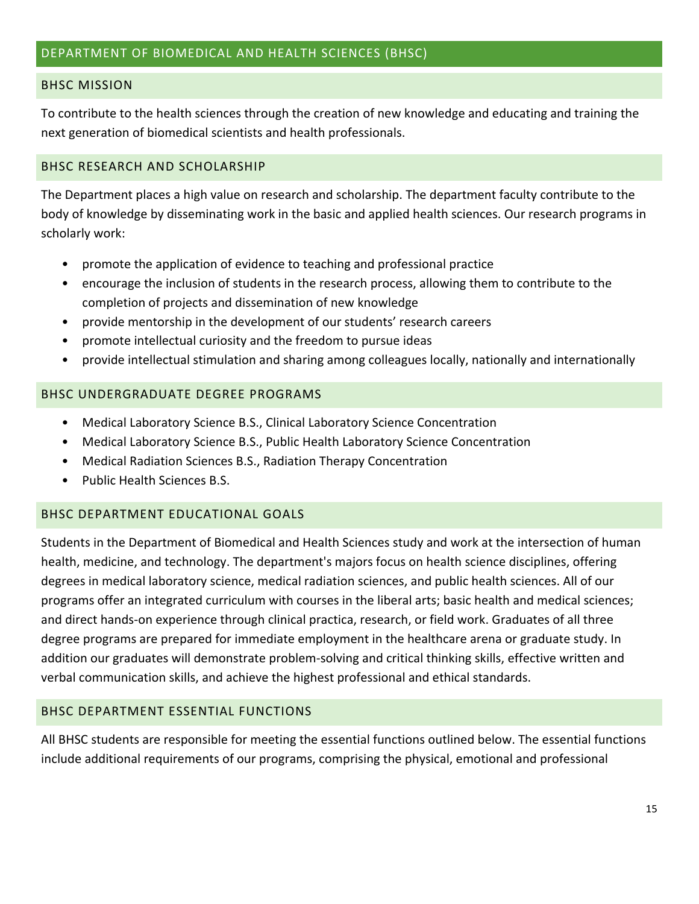## DEPARTMENT OF BIOMEDICAL AND HEALTH SCIENCES (BHSC)

### BHSC MISSION

To contribute to the health sciences through the creation of new knowledge and educating and training the next generation of biomedical scientists and health professionals.

### BHSC RESEARCH AND SCHOLARSHIP

The Department places a high value on research and scholarship. The department faculty contribute to the body of knowledge by disseminating work in the basic and applied health sciences. Our research programs in scholarly work:

- promote the application of evidence to teaching and professional practice
- encourage the inclusion of students in the research process, allowing them to contribute to the completion of projects and dissemination of new knowledge
- provide mentorship in the development of our students' research careers
- promote intellectual curiosity and the freedom to pursue ideas
- provide intellectual stimulation and sharing among colleagues locally, nationally and internationally

### BHSC UNDERGRADUATE DEGREE PROGRAMS

- Medical Laboratory Science B.S., Clinical Laboratory Science Concentration
- Medical Laboratory Science B.S., Public Health Laboratory Science Concentration
- Medical Radiation Sciences B.S., Radiation Therapy Concentration
- Public Health Sciences B.S.

### BHSC DEPARTMENT EDUCATIONAL GOALS

Students in the Department of Biomedical and Health Sciences study and work at the intersection of human health, medicine, and technology. The department's majors focus on health science disciplines, offering degrees in medical laboratory science, medical radiation sciences, and public health sciences. All of our programs offer an integrated curriculum with courses in the liberal arts; basic health and medical sciences; and direct hands-on experience through clinical practica, research, or field work. Graduates of all three degree programs are prepared for immediate employment in the healthcare arena or graduate study. In addition our graduates will demonstrate problem-solving and critical thinking skills, effective written and verbal communication skills, and achieve the highest professional and ethical standards.

### BHSC DEPARTMENT ESSENTIAL FUNCTIONS

All BHSC students are responsible for meeting the essential functions outlined below. The essential functions include additional requirements of our programs, comprising the physical, emotional and professional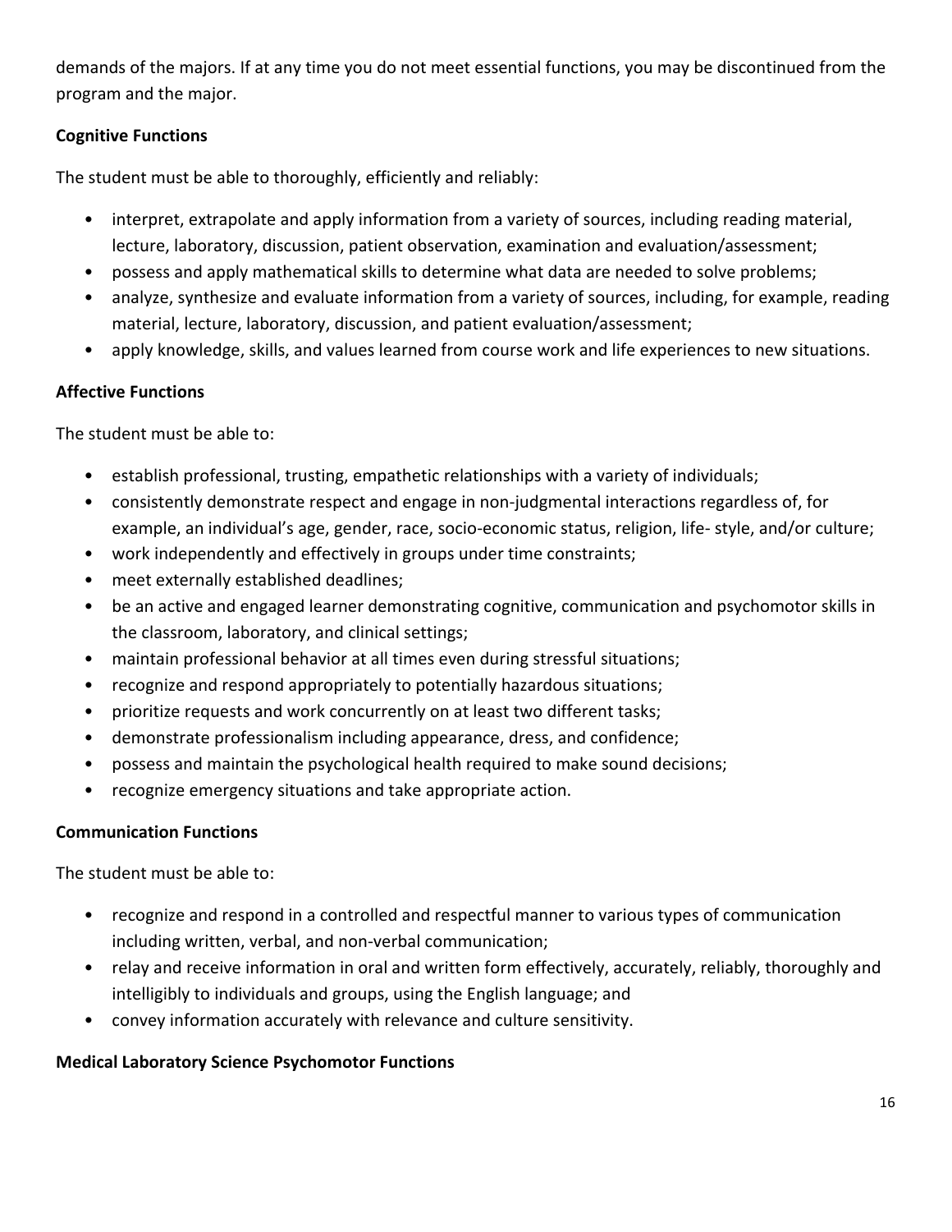demands of the majors. If at any time you do not meet essential functions, you may be discontinued from the program and the major.

**Cognitive Functions**

The student must be able to thoroughly, efficiently and reliably:

- interpret, extrapolate and apply information from a variety of sources, including reading material, lecture, laboratory, discussion, patient observation, examination and evaluation/assessment;
- possess and apply mathematical skills to determine what data are needed to solve problems;
- analyze, synthesize and evaluate information from a variety of sources, including, for example, reading material, lecture, laboratory, discussion, and patient evaluation/assessment;
- apply knowledge, skills, and values learned from course work and life experiences to new situations.

**Affective Functions**

The student must be able to:

- establish professional, trusting, empathetic relationships with a variety of individuals;
- consistently demonstrate respect and engage in non-judgmental interactions regardless of, for example, an individual's age, gender, race, socio-economic status, religion, life- style, and/or culture;
- work independently and effectively in groups under time constraints;
- meet externally established deadlines;
- be an active and engaged learner demonstrating cognitive, communication and psychomotor skills in the classroom, laboratory, and clinical settings;
- maintain professional behavior at all times even during stressful situations;
- recognize and respond appropriately to potentially hazardous situations;
- prioritize requests and work concurrently on at least two different tasks;
- demonstrate professionalism including appearance, dress, and confidence;
- possess and maintain the psychological health required to make sound decisions;
- recognize emergency situations and take appropriate action.

**Communication Functions**

The student must be able to:

- recognize and respond in a controlled and respectful manner to various types of communication including written, verbal, and non-verbal communication;
- relay and receive information in oral and written form effectively, accurately, reliably, thoroughly and intelligibly to individuals and groups, using the English language; and
- convey information accurately with relevance and culture sensitivity.

**Medical Laboratory Science Psychomotor Functions**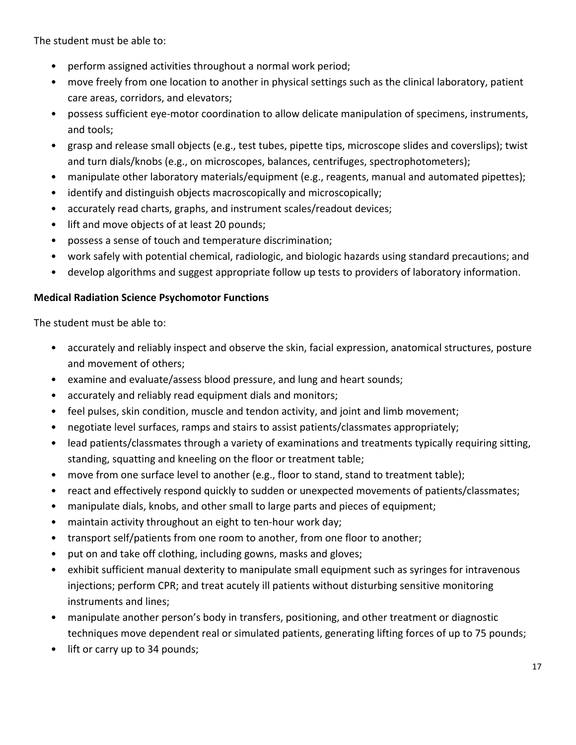The student must be able to:

- perform assigned activities throughout a normal work period;
- move freely from one location to another in physical settings such as the clinical laboratory, patient care areas, corridors, and elevators;
- possess sufficient eye-motor coordination to allow delicate manipulation of specimens, instruments, and tools;
- grasp and release small objects (e.g., test tubes, pipette tips, microscope slides and coverslips); twist and turn dials/knobs (e.g., on microscopes, balances, centrifuges, spectrophotometers);
- manipulate other laboratory materials/equipment (e.g., reagents, manual and automated pipettes);
- identify and distinguish objects macroscopically and microscopically;
- accurately read charts, graphs, and instrument scales/readout devices;
- lift and move objects of at least 20 pounds;
- possess a sense of touch and temperature discrimination;
- work safely with potential chemical, radiologic, and biologic hazards using standard precautions; and
- develop algorithms and suggest appropriate follow up tests to providers of laboratory information.

**Medical Radiation Science Psychomotor Functions**

The student must be able to:

- accurately and reliably inspect and observe the skin, facial expression, anatomical structures, posture and movement of others;
- examine and evaluate/assess blood pressure, and lung and heart sounds;
- accurately and reliably read equipment dials and monitors;
- feel pulses, skin condition, muscle and tendon activity, and joint and limb movement;
- negotiate level surfaces, ramps and stairs to assist patients/classmates appropriately;
- lead patients/classmates through a variety of examinations and treatments typically requiring sitting, standing, squatting and kneeling on the floor or treatment table;
- move from one surface level to another (e.g., floor to stand, stand to treatment table);
- react and effectively respond quickly to sudden or unexpected movements of patients/classmates;
- manipulate dials, knobs, and other small to large parts and pieces of equipment;
- maintain activity throughout an eight to ten-hour work day;
- transport self/patients from one room to another, from one floor to another;
- put on and take off clothing, including gowns, masks and gloves;
- exhibit sufficient manual dexterity to manipulate small equipment such as syringes for intravenous injections; perform CPR; and treat acutely ill patients without disturbing sensitive monitoring instruments and lines;
- manipulate another person's body in transfers, positioning, and other treatment or diagnostic techniques move dependent real or simulated patients, generating lifting forces of up to 75 pounds;
- lift or carry up to 34 pounds;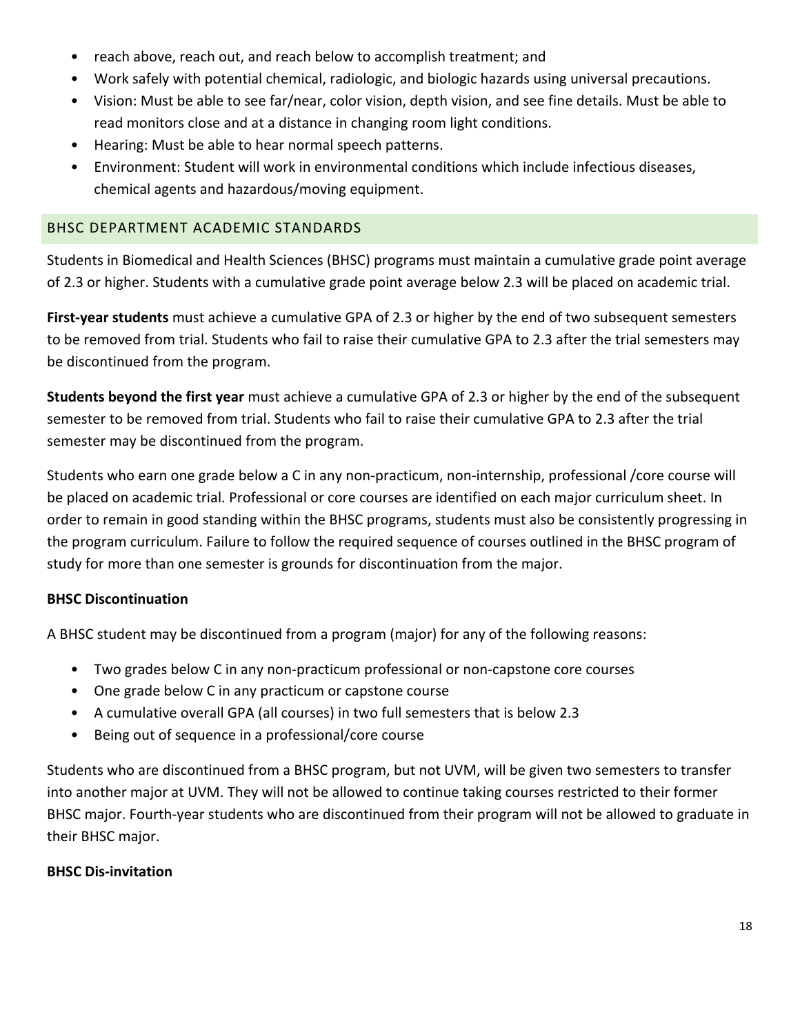- reach above, reach out, and reach below to accomplish treatment; and
- Work safely with potential chemical, radiologic, and biologic hazards using universal precautions.
- Vision: Must be able to see far/near, color vision, depth vision, and see fine details. Must be able to read monitors close and at a distance in changing room light conditions.
- Hearing: Must be able to hear normal speech patterns.
- Environment: Student will work in environmental conditions which include infectious diseases, chemical agents and hazardous/moving equipment.

## BHSC DEPARTMENT ACADEMIC STANDARDS

Students in Biomedical and Health Sciences (BHSC) programs must maintain a cumulative grade point average of 2.3 or higher. Students with a cumulative grade point average below 2.3 will be placed on academic trial.

**First-year students** must achieve a cumulative GPA of 2.3 or higher by the end of two subsequent semesters to be removed from trial. Students who fail to raise their cumulative GPA to 2.3 after the trial semesters may be discontinued from the program.

**Students beyond the first year** must achieve a cumulative GPA of 2.3 or higher by the end of the subsequent semester to be removed from trial. Students who fail to raise their cumulative GPA to 2.3 after the trial semester may be discontinued from the program.

Students who earn one grade below a C in any non-practicum, non-internship, professional /core course will be placed on academic trial. Professional or core courses are identified on each major curriculum sheet. In order to remain in good standing within the BHSC programs, students must also be consistently progressing in the program curriculum. Failure to follow the required sequence of courses outlined in the BHSC program of study for more than one semester is grounds for discontinuation from the major.

### BHSC Discontinuation

A BHSC student may be discontinued from a program (major) for any of the following reasons:

- Two grades below C in any non-practicum professional or non-capstone core courses
- One grade below C in any practicum or capstone course
- A cumulative overall GPA (all courses) in two full semesters that is below 2.3
- Being out of sequence in a professional/core course

Students who are discontinued from a BHSC program, but not UVM, will be given two semesters to transfer into another major at UVM. They will not be allowed to continue taking courses restricted to their former BHSC major. Fourth-year students who are discontinued from their program will not be allowed to graduate in their BHSC major.

### BHSC Dis-invitation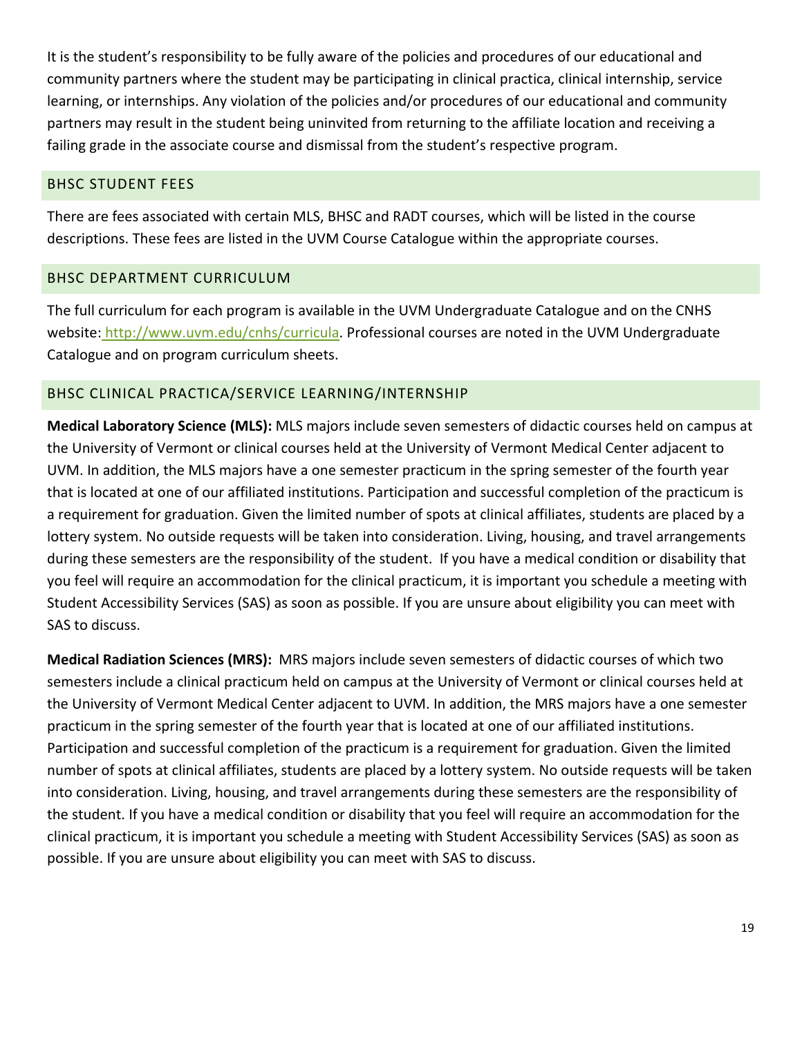It is the student's responsibility to be fully aware of the policies and procedures of our educational and community partners where the student may be participating in clinical practica, clinical internship, service learning, or internships. Any violation of the policies and/or procedures of our educational and community partners may result in the student being uninvited from returning to the affiliate location and receiving a failing grade in the associate course and dismissal from the student's respective program.

## BHSC STUDENT FEES

There are fees associated with certain MLS, BHSC and RADT courses, which will be listed in the course descriptions. These fees are listed in the UVM Course Catalogue within the appropriate courses.

## BHSC DEPARTMENT CURRICULUM

The full curriculum for each program is available in the UVM Undergraduate Catalogue and on the CNHS website: http://www.uvm.edu/cnhs/curricula. Professional courses are noted in the UVM Undergraduate Catalogue and on program curriculum sheets.

## BHSC CLINICAL PRACTICA/SERVICE LEARNING/INTERNSHIP

**Medical Laboratory Science (MLS):** MLS majors include seven semesters of didactic courses held on campus at the University of Vermont or clinical courses held at the University of Vermont Medical Center adjacent to UVM. In addition, the MLS majors have a one semester practicum in the spring semester of the fourth year that is located at one of our affiliated institutions. Participation and successful completion of the practicum is a requirement for graduation. Given the limited number of spots at clinical affiliates, students are placed by a lottery system. No outside requests will be taken into consideration. Living, housing, and travel arrangements during these semesters are the responsibility of the student. If you have a medical condition or disability that you feel will require an accommodation for the clinical practicum, it is important you schedule a meeting with Student Accessibility Services (SAS) as soon as possible. If you are unsure about eligibility you can meet with SAS to discuss.

**Medical Radiation Sciences (MRS):** MRS majors include seven semesters of didactic courses of which two semesters include a clinical practicum held on campus at the University of Vermont or clinical courses held at the University of Vermont Medical Center adjacent to UVM. In addition, the MRS majors have a one semester practicum in the spring semester of the fourth year that is located at one of our affiliated institutions. Participation and successful completion of the practicum is a requirement for graduation. Given the limited number of spots at clinical affiliates, students are placed by a lottery system. No outside requests will be taken into consideration. Living, housing, and travel arrangements during these semesters are the responsibility of the student. If you have a medical condition or disability that you feel will require an accommodation for the clinical practicum, it is important you schedule a meeting with Student Accessibility Services (SAS) as soon as possible. If you are unsure about eligibility you can meet with SAS to discuss.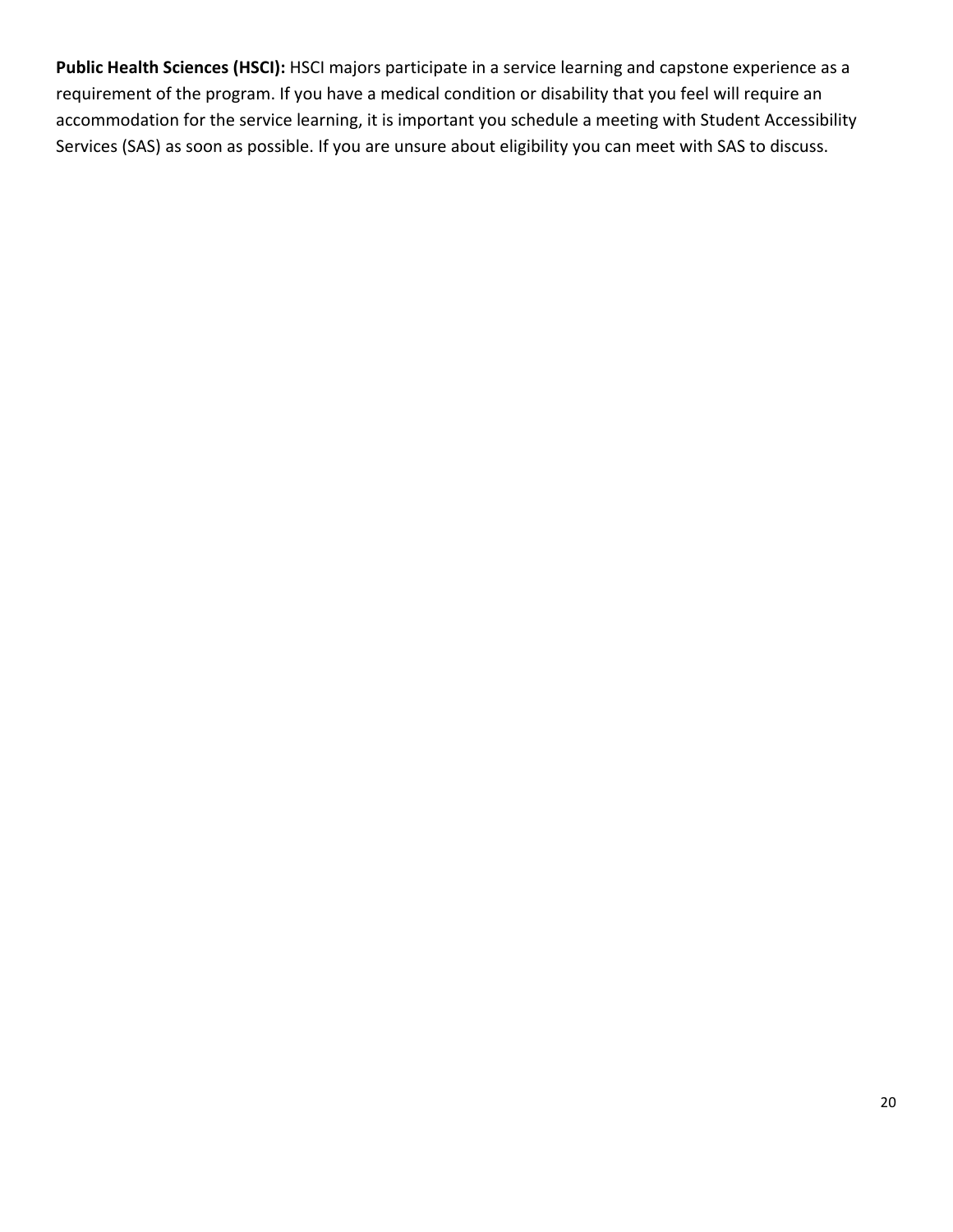**Public Health Sciences (HSCI):** HSCI majors participate in a service learning and capstone experience as a requirement of the program. If you have a medical condition or disability that you feel will require an accommodation for the service learning, it is important you schedule a meeting with Student Accessibility Services (SAS) as soon as possible. If you are unsure about eligibility you can meet with SAS to discuss.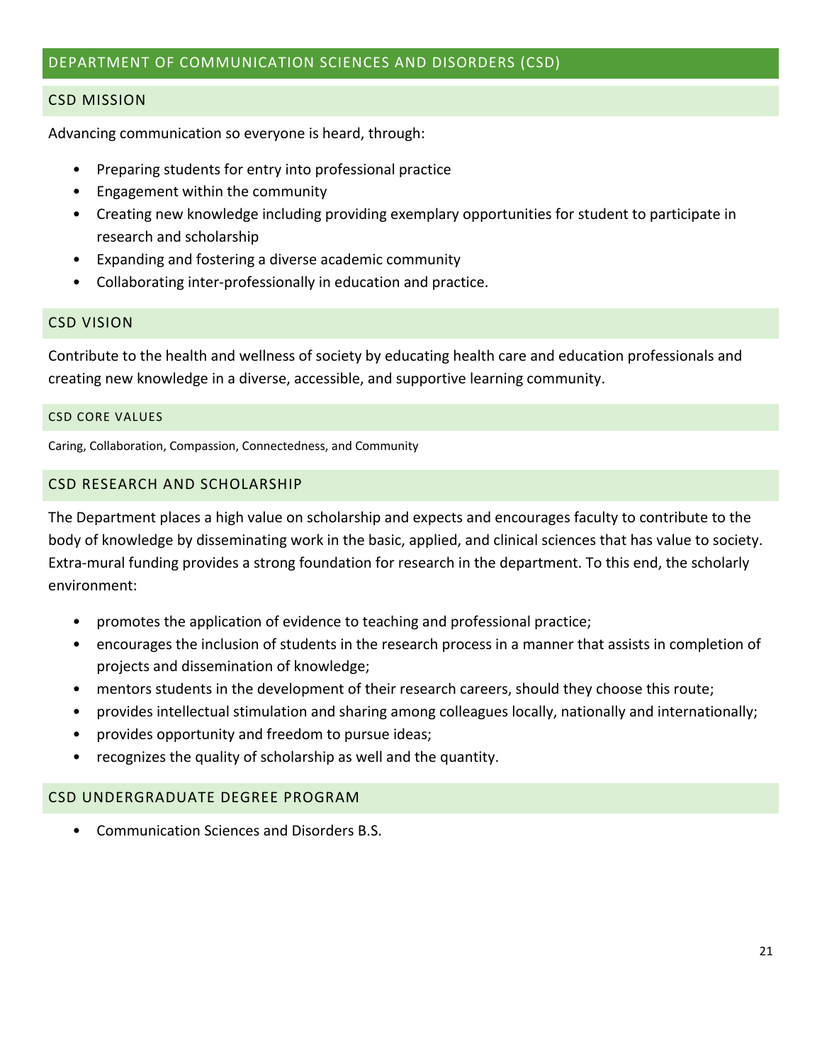## DEPARTMENT OF COMMUNICATION SCIENCES AND DISORDERS (CSD)

### CSD MISSION

Advancing communication so everyone is heard, through:

- Preparing students for entry into professional practice
- Engagement within the community
- Creating new knowledge including providing exemplary opportunities for student to participate in research and scholarship
- Expanding and fostering a diverse academic community
- Collaborating inter-professionally in education and practice.

### CSD VISION

Contribute to the health and wellness of society by educating health care and education professionals and creating new knowledge in a diverse, accessible, and supportive learning community.

#### CSD CORE VALUES

Caring, Collaboration, Compassion, Connectedness, and Community

### CSD RESEARCH AND SCHOLARSHIP

The Department places a high value on scholarship and expects and encourages faculty to contribute to the body of knowledge by disseminating work in the basic, applied, and clinical sciences that has value to society. Extra-mural funding provides a strong foundation for research in the department. To this end, the scholarly environment:

- promotes the application of evidence to teaching and professional practice;
- encourages the inclusion of students in the research process in a manner that assists in completion of projects and dissemination of knowledge;
- mentors students in the development of their research careers, should they choose this route;
- provides intellectual stimulation and sharing among colleagues locally, nationally and internationally;
- provides opportunity and freedom to pursue ideas;
- recognizes the quality of scholarship as well and the quantity.

### CSD UNDERGRADUATE DEGREE PROGRAM

- Communication Sciences and Disorders B.S.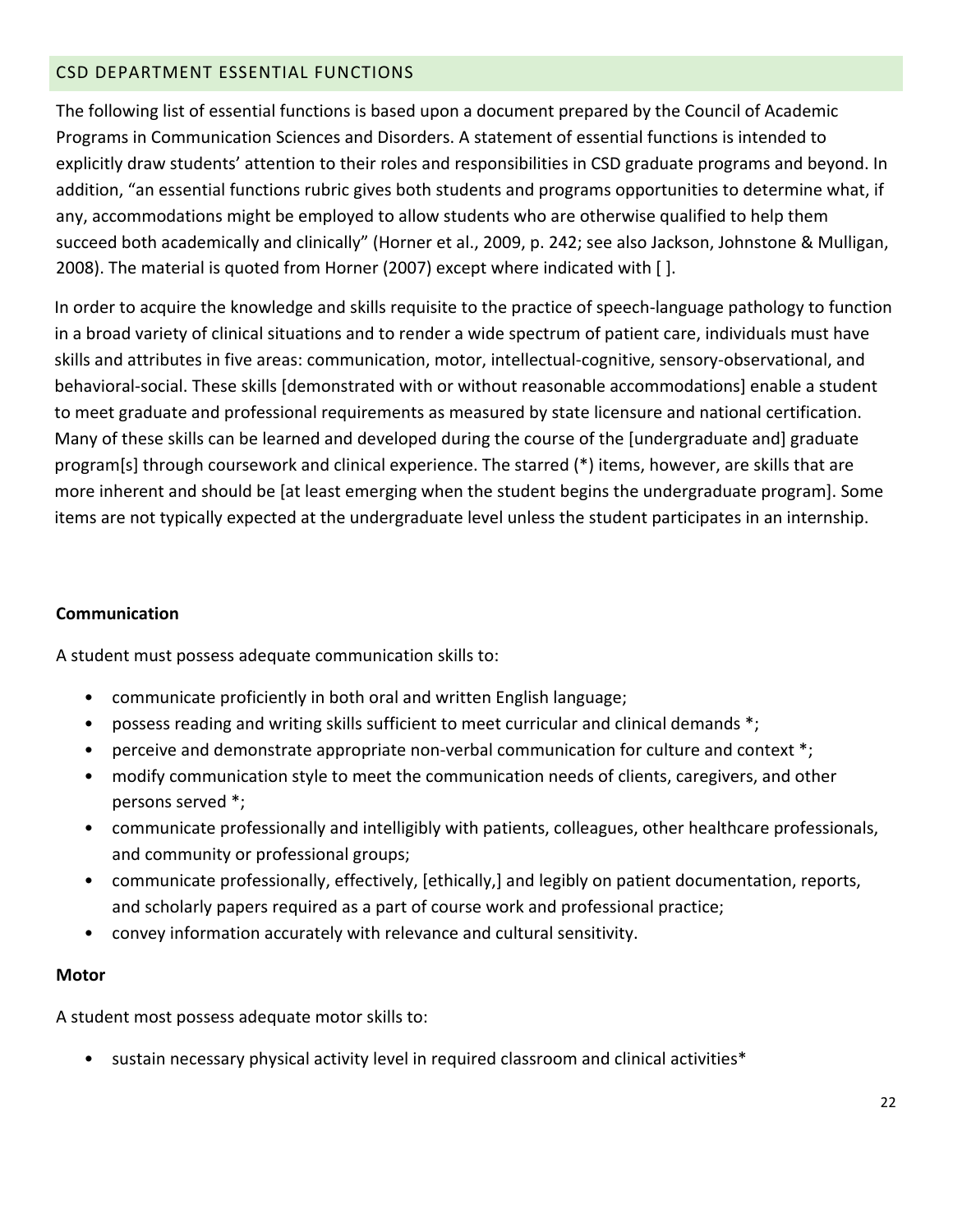## CSD DEPARTMENT ESSENTIAL FUNCTIONS

The following list of essential functions is based upon a document prepared by the Council of Academic Programs in Communication Sciences and Disorders. A statement of essential functions is intended to explicitly draw students' attention to their roles and responsibilities in CSD graduate programs and beyond. In addition, "an essential functions rubric gives both students and programs opportunities to determine what, if any, accommodations might be employed to allow students who are otherwise qualified to help them succeed both academically and clinically" (Horner et al., 2009, p. 242; see also Jackson, Johnstone & Mulligan, 2008). The material is quoted from Horner (2007) except where indicated with [ ].

In order to acquire the knowledge and skills requisite to the practice of speech-language pathology to function in a broad variety of clinical situations and to render a wide spectrum of patient care, individuals must have skills and attributes in five areas: communication, motor, intellectual-cognitive, sensory-observational, and behavioral-social. These skills [demonstrated with or without reasonable accommodations] enable a student to meet graduate and professional requirements as measured by state licensure and national certification. Many of these skills can be learned and developed during the course of the [undergraduate and] graduate program[s] through coursework and clinical experience. The starred (*) items, however, are skills that are more inherent and should be [at least emerging when the student begins the undergraduate program]. Some items are not typically expected at the undergraduate level unless the student participates in an internship.

**Communication**

A student must possess adequate communication skills to:

- communicate proficiently in both oral and written English language;
- possess reading and writing skills sufficient to meet curricular and clinical demands *;
- perceive and demonstrate appropriate non-verbal communication for culture and context *;
- modify communication style to meet the communication needs of clients, caregivers, and other persons served *;
- communicate professionally and intelligibly with patients, colleagues, other healthcare professionals, and community or professional groups;
- communicate professionally, effectively, [ethically,] and legibly on patient documentation, reports, and scholarly papers required as a part of course work and professional practice;
- convey information accurately with relevance and cultural sensitivity.

**Motor**

A student most possess adequate motor skills to:

- sustain necessary physical activity level in required classroom and clinical activities*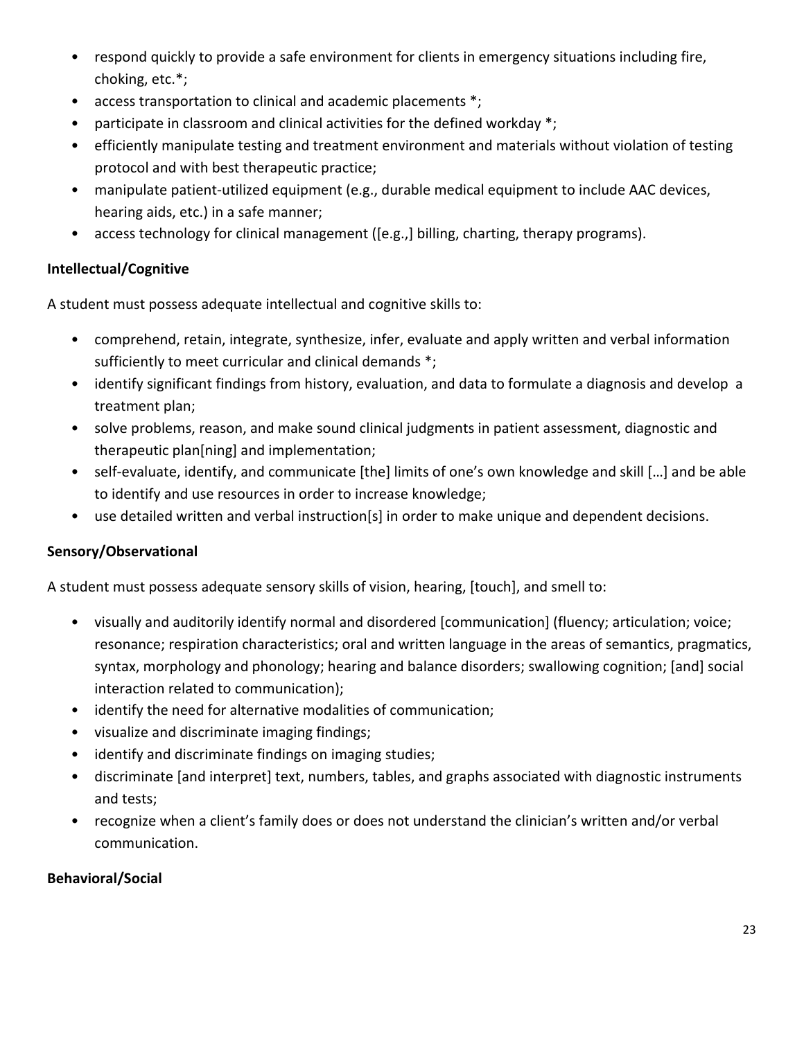- respond quickly to provide a safe environment for clients in emergency situations including fire, choking, etc.*;
- access transportation to clinical and academic placements *;
- participate in classroom and clinical activities for the defined workday *;
- efficiently manipulate testing and treatment environment and materials without violation of testing protocol and with best therapeutic practice;
- manipulate patient-utilized equipment (e.g., durable medical equipment to include AAC devices, hearing aids, etc.) in a safe manner;
- access technology for clinical management ([e.g.,] billing, charting, therapy programs).

**Intellectual/Cognitive**

A student must possess adequate intellectual and cognitive skills to:

- comprehend, retain, integrate, synthesize, infer, evaluate and apply written and verbal information sufficiently to meet curricular and clinical demands *;
- identify significant findings from history, evaluation, and data to formulate a diagnosis and develop a treatment plan;
- solve problems, reason, and make sound clinical judgments in patient assessment, diagnostic and therapeutic plan[ning] and implementation;
- self-evaluate, identify, and communicate [the] limits of one's own knowledge and skill […] and be able to identify and use resources in order to increase knowledge;
- use detailed written and verbal instruction[s] in order to make unique and dependent decisions.

**Sensory/Observational**

A student must possess adequate sensory skills of vision, hearing, [touch], and smell to:

- visually and auditorily identify normal and disordered [communication] (fluency; articulation; voice; resonance; respiration characteristics; oral and written language in the areas of semantics, pragmatics, syntax, morphology and phonology; hearing and balance disorders; swallowing cognition; [and] social interaction related to communication);
- identify the need for alternative modalities of communication;
- visualize and discriminate imaging findings;
- identify and discriminate findings on imaging studies;
- discriminate [and interpret] text, numbers, tables, and graphs associated with diagnostic instruments and tests;
- recognize when a client's family does or does not understand the clinician's written and/or verbal communication.

**Behavioral/Social**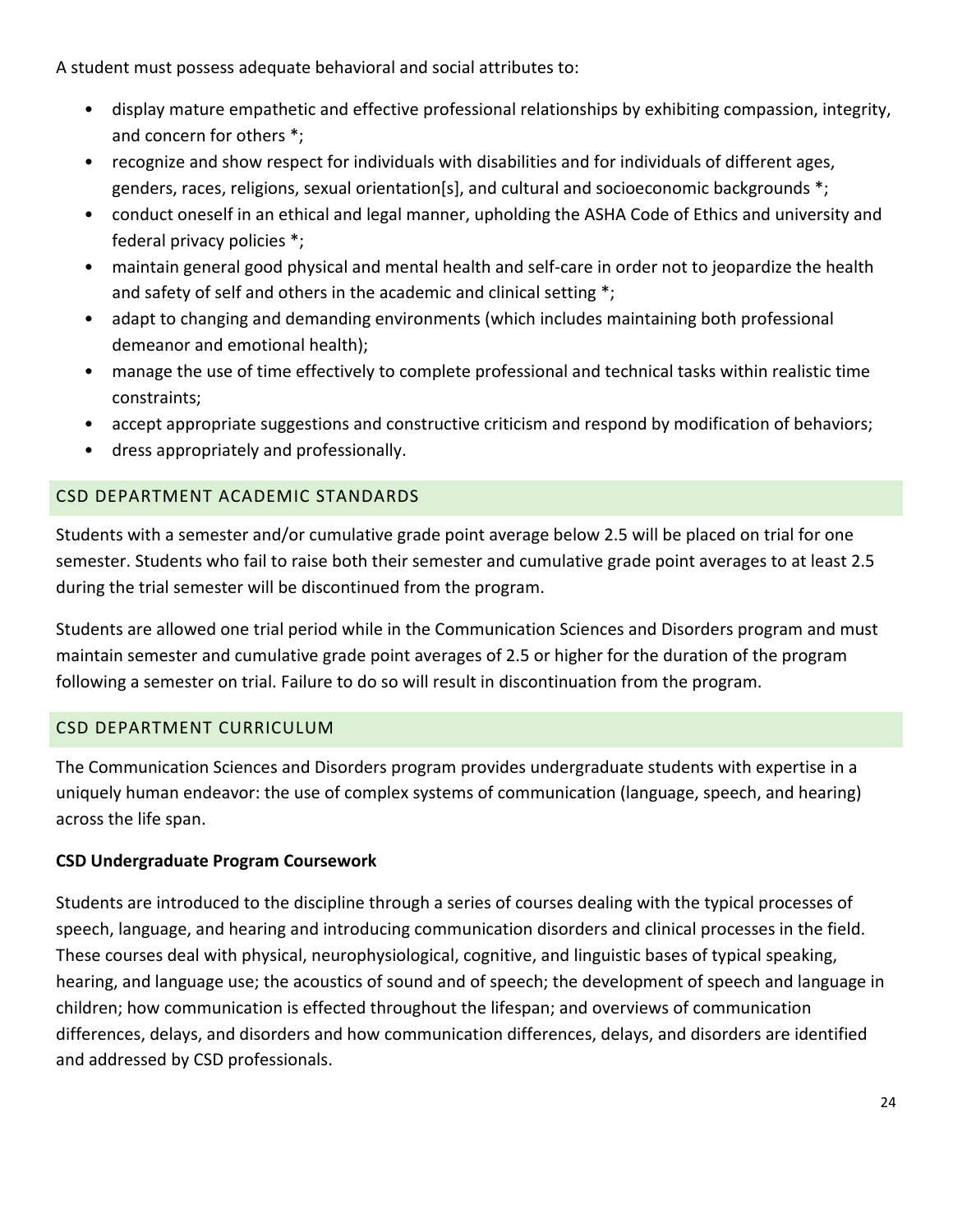A student must possess adequate behavioral and social attributes to:

- display mature empathetic and effective professional relationships by exhibiting compassion, integrity, and concern for others *;
- recognize and show respect for individuals with disabilities and for individuals of different ages, genders, races, religions, sexual orientation[s], and cultural and socioeconomic backgrounds *;
- conduct oneself in an ethical and legal manner, upholding the ASHA Code of Ethics and university and federal privacy policies *;
- maintain general good physical and mental health and self-care in order not to jeopardize the health and safety of self and others in the academic and clinical setting *;
- adapt to changing and demanding environments (which includes maintaining both professional demeanor and emotional health);
- manage the use of time effectively to complete professional and technical tasks within realistic time constraints;
- accept appropriate suggestions and constructive criticism and respond by modification of behaviors;
- dress appropriately and professionally.

## CSD DEPARTMENT ACADEMIC STANDARDS

Students with a semester and/or cumulative grade point average below 2.5 will be placed on trial for one semester. Students who fail to raise both their semester and cumulative grade point averages to at least 2.5 during the trial semester will be discontinued from the program.

Students are allowed one trial period while in the Communication Sciences and Disorders program and must maintain semester and cumulative grade point averages of 2.5 or higher for the duration of the program following a semester on trial. Failure to do so will result in discontinuation from the program.

## CSD DEPARTMENT CURRICULUM

The Communication Sciences and Disorders program provides undergraduate students with expertise in a uniquely human endeavor: the use of complex systems of communication (language, speech, and hearing) across the life span.

**CSD Undergraduate Program Coursework**

Students are introduced to the discipline through a series of courses dealing with the typical processes of speech, language, and hearing and introducing communication disorders and clinical processes in the field. These courses deal with physical, neurophysiological, cognitive, and linguistic bases of typical speaking, hearing, and language use; the acoustics of sound and of speech; the development of speech and language in children; how communication is effected throughout the lifespan; and overviews of communication differences, delays, and disorders and how communication differences, delays, and disorders are identified and addressed by CSD professionals.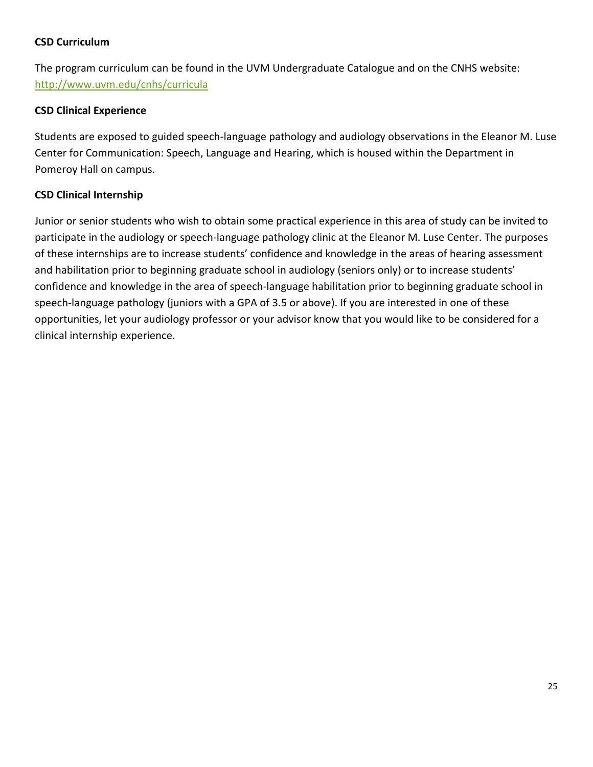### CSD Curriculum

The program curriculum can be found in the UVM Undergraduate Catalogue and on the CNHS website: [http://www.uvm.edu/cnhs/curricula](http://www.uvm.edu/cnhs/curricula)

### CSD Clinical Experience

Students are exposed to guided speech-language pathology and audiology observations in the Eleanor M. Luse Center for Communication: Speech, Language and Hearing, which is housed within the Department in Pomeroy Hall on campus.

### CSD Clinical Internship

Junior or senior students who wish to obtain some practical experience in this area of study can be invited to participate in the audiology or speech-language pathology clinic at the Eleanor M. Luse Center. The purposes of these internships are to increase students' confidence and knowledge in the areas of hearing assessment and habilitation prior to beginning graduate school in audiology (seniors only) or to increase students' confidence and knowledge in the area of speech-language habilitation prior to beginning graduate school in speech-language pathology (juniors with a GPA of 3.5 or above). If you are interested in one of these opportunities, let your audiology professor or your advisor know that you would like to be considered for a clinical internship experience.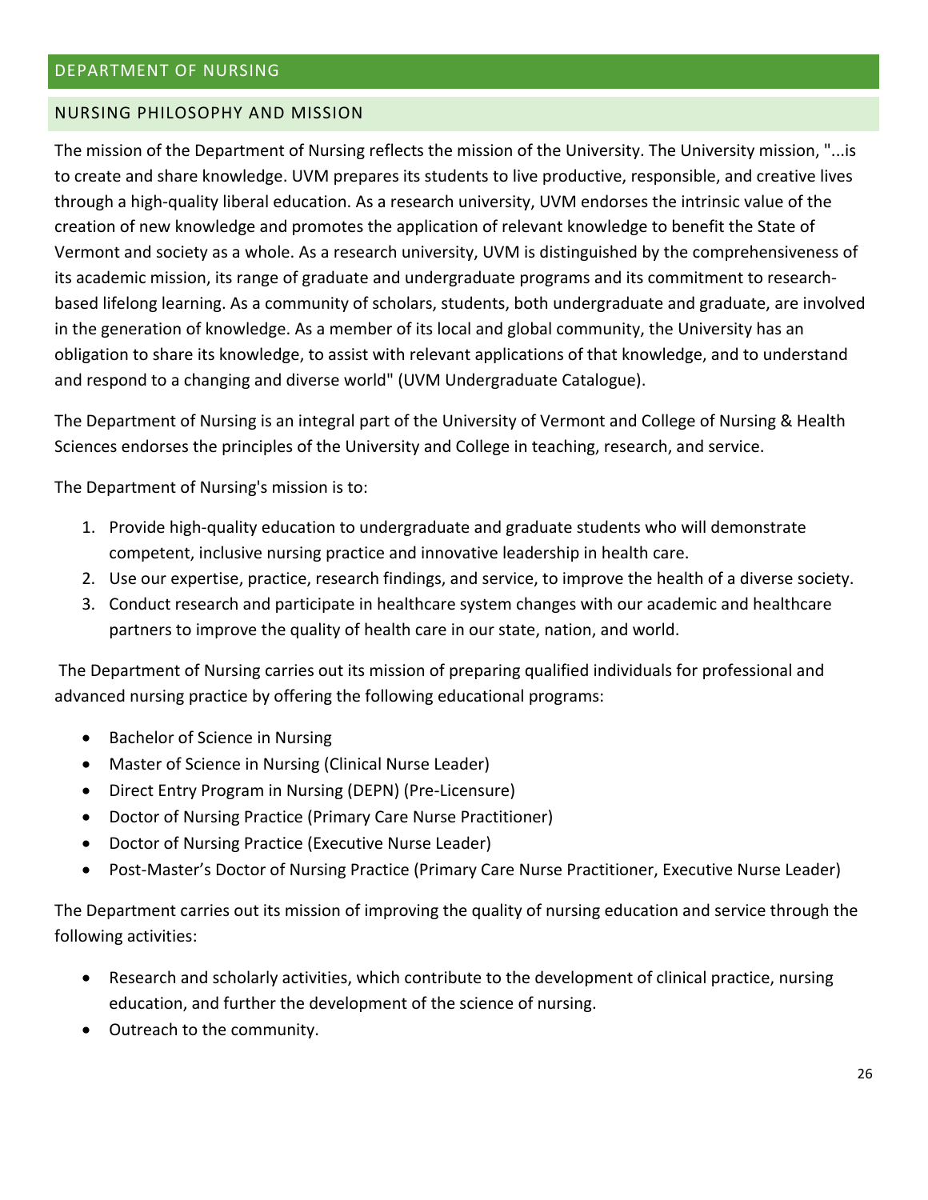# DEPARTMENT OF NURSING

## NURSING PHILOSOPHY AND MISSION

The mission of the Department of Nursing reflects the mission of the University. The University mission, "...is to create and share knowledge. UVM prepares its students to live productive, responsible, and creative lives through a high-quality liberal education. As a research university, UVM endorses the intrinsic value of the creation of new knowledge and promotes the application of relevant knowledge to benefit the State of Vermont and society as a whole. As a research university, UVM is distinguished by the comprehensiveness of its academic mission, its range of graduate and undergraduate programs and its commitment to research-based lifelong learning. As a community of scholars, students, both undergraduate and graduate, are involved in the generation of knowledge. As a member of its local and global community, the University has an obligation to share its knowledge, to assist with relevant applications of that knowledge, and to understand and respond to a changing and diverse world" (UVM Undergraduate Catalogue).

The Department of Nursing is an integral part of the University of Vermont and College of Nursing & Health Sciences endorses the principles of the University and College in teaching, research, and service.

The Department of Nursing's mission is to:

1. Provide high-quality education to undergraduate and graduate students who will demonstrate competent, inclusive nursing practice and innovative leadership in health care.
2. Use our expertise, practice, research findings, and service, to improve the health of a diverse society.
3. Conduct research and participate in healthcare system changes with our academic and healthcare partners to improve the quality of health care in our state, nation, and world.

The Department of Nursing carries out its mission of preparing qualified individuals for professional and advanced nursing practice by offering the following educational programs:

- Bachelor of Science in Nursing
- Master of Science in Nursing (Clinical Nurse Leader)
- Direct Entry Program in Nursing (DEPN) (Pre-Licensure)
- Doctor of Nursing Practice (Primary Care Nurse Practitioner)
- Doctor of Nursing Practice (Executive Nurse Leader)
- Post-Master's Doctor of Nursing Practice (Primary Care Nurse Practitioner, Executive Nurse Leader)

The Department carries out its mission of improving the quality of nursing education and service through the following activities:

- Research and scholarly activities, which contribute to the development of clinical practice, nursing education, and further the development of the science of nursing.
- Outreach to the community.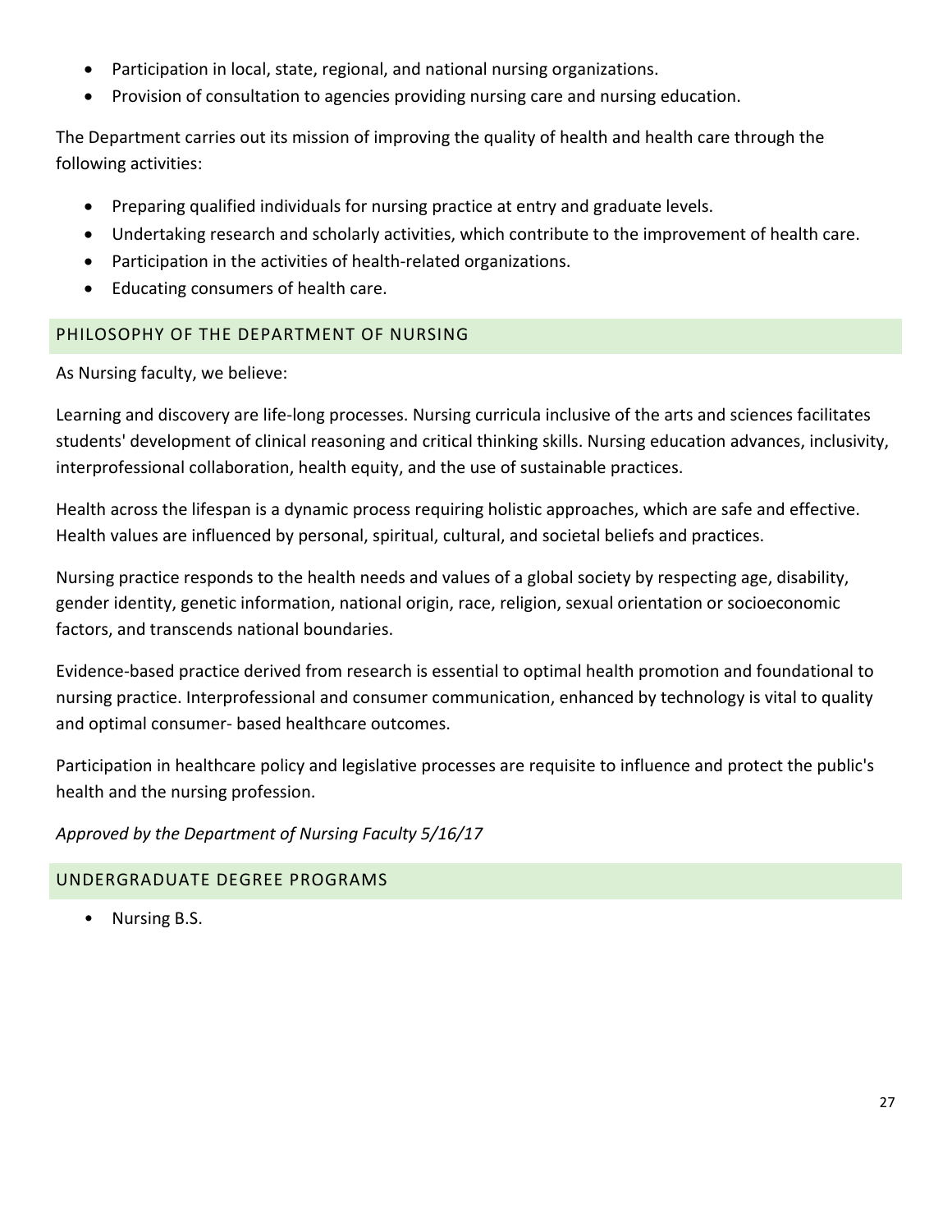- Participation in local, state, regional, and national nursing organizations.
- Provision of consultation to agencies providing nursing care and nursing education.

The Department carries out its mission of improving the quality of health and health care through the following activities:

- Preparing qualified individuals for nursing practice at entry and graduate levels.
- Undertaking research and scholarly activities, which contribute to the improvement of health care.
- Participation in the activities of health-related organizations.
- Educating consumers of health care.

## PHILOSOPHY OF THE DEPARTMENT OF NURSING

As Nursing faculty, we believe:

Learning and discovery are life-long processes. Nursing curricula inclusive of the arts and sciences facilitates students' development of clinical reasoning and critical thinking skills. Nursing education advances, inclusivity, interprofessional collaboration, health equity, and the use of sustainable practices.

Health across the lifespan is a dynamic process requiring holistic approaches, which are safe and effective. Health values are influenced by personal, spiritual, cultural, and societal beliefs and practices.

Nursing practice responds to the health needs and values of a global society by respecting age, disability, gender identity, genetic information, national origin, race, religion, sexual orientation or socioeconomic factors, and transcends national boundaries.

Evidence-based practice derived from research is essential to optimal health promotion and foundational to nursing practice. Interprofessional and consumer communication, enhanced by technology is vital to quality and optimal consumer- based healthcare outcomes.

Participation in healthcare policy and legislative processes are requisite to influence and protect the public's health and the nursing profession.

*Approved by the Department of Nursing Faculty 5/16/17*

## UNDERGRADUATE DEGREE PROGRAMS

- Nursing B.S.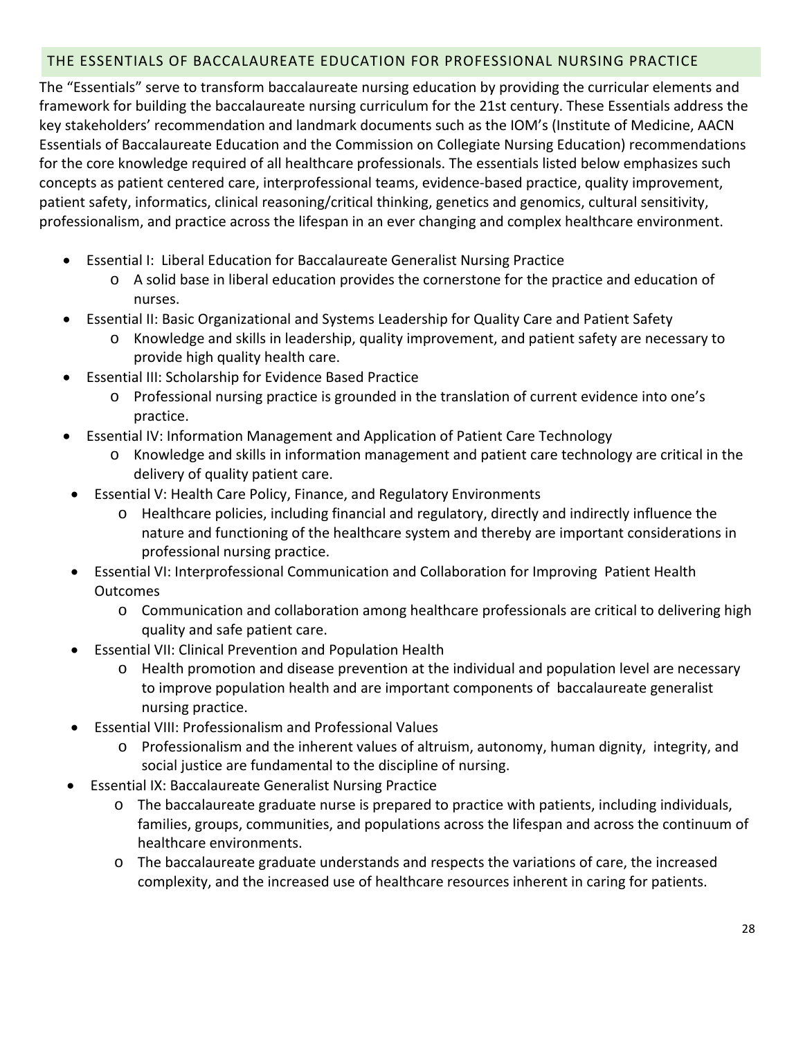## THE ESSENTIALS OF BACCALAUREATE EDUCATION FOR PROFESSIONAL NURSING PRACTICE

The "Essentials" serve to transform baccalaureate nursing education by providing the curricular elements and framework for building the baccalaureate nursing curriculum for the 21st century. These Essentials address the key stakeholders' recommendation and landmark documents such as the IOM's (Institute of Medicine, AACN Essentials of Baccalaureate Education and the Commission on Collegiate Nursing Education) recommendations for the core knowledge required of all healthcare professionals. The essentials listed below emphasizes such concepts as patient centered care, interprofessional teams, evidence-based practice, quality improvement, patient safety, informatics, clinical reasoning/critical thinking, genetics and genomics, cultural sensitivity, professionalism, and practice across the lifespan in an ever changing and complex healthcare environment.

- Essential I: Liberal Education for Baccalaureate Generalist Nursing Practice
  - A solid base in liberal education provides the cornerstone for the practice and education of nurses.
- Essential II: Basic Organizational and Systems Leadership for Quality Care and Patient Safety
  - Knowledge and skills in leadership, quality improvement, and patient safety are necessary to provide high quality health care.
- Essential III: Scholarship for Evidence Based Practice
  - Professional nursing practice is grounded in the translation of current evidence into one's practice.
- Essential IV: Information Management and Application of Patient Care Technology
  - Knowledge and skills in information management and patient care technology are critical in the delivery of quality patient care.
- Essential V: Health Care Policy, Finance, and Regulatory Environments
  - Healthcare policies, including financial and regulatory, directly and indirectly influence the nature and functioning of the healthcare system and thereby are important considerations in professional nursing practice.
- Essential VI: Interprofessional Communication and Collaboration for Improving Patient Health Outcomes
  - Communication and collaboration among healthcare professionals are critical to delivering high quality and safe patient care.
- Essential VII: Clinical Prevention and Population Health
  - Health promotion and disease prevention at the individual and population level are necessary to improve population health and are important components of baccalaureate generalist nursing practice.
- Essential VIII: Professionalism and Professional Values
  - Professionalism and the inherent values of altruism, autonomy, human dignity, integrity, and social justice are fundamental to the discipline of nursing.
- Essential IX: Baccalaureate Generalist Nursing Practice
  - The baccalaureate graduate nurse is prepared to practice with patients, including individuals, families, groups, communities, and populations across the lifespan and across the continuum of healthcare environments.
  - The baccalaureate graduate understands and respects the variations of care, the increased complexity, and the increased use of healthcare resources inherent in caring for patients.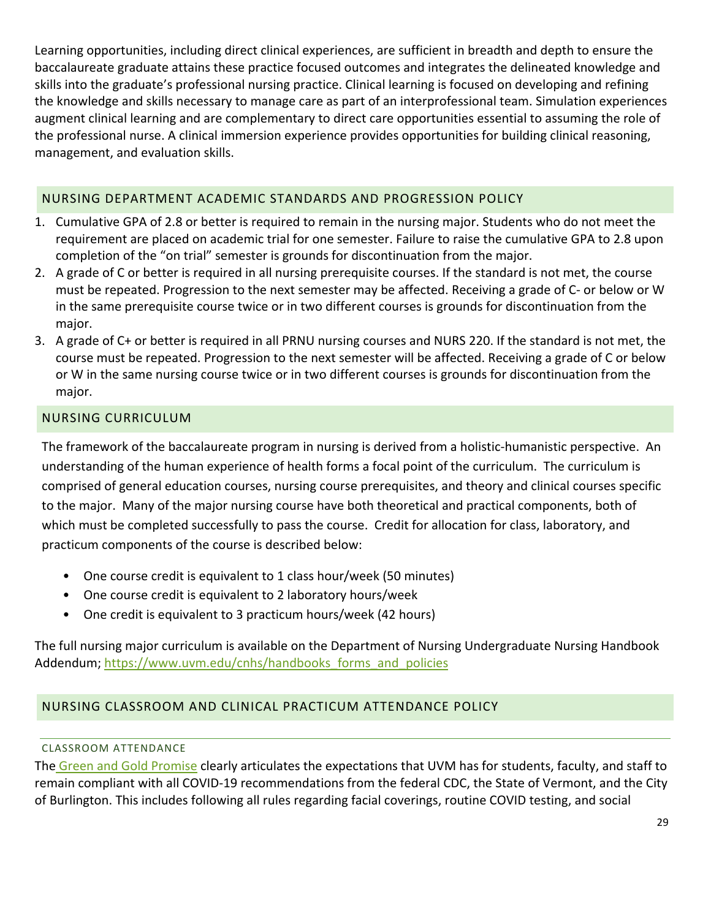Learning opportunities, including direct clinical experiences, are sufficient in breadth and depth to ensure the baccalaureate graduate attains these practice focused outcomes and integrates the delineated knowledge and skills into the graduate's professional nursing practice. Clinical learning is focused on developing and refining the knowledge and skills necessary to manage care as part of an interprofessional team. Simulation experiences augment clinical learning and are complementary to direct care opportunities essential to assuming the role of the professional nurse. A clinical immersion experience provides opportunities for building clinical reasoning, management, and evaluation skills.

## NURSING DEPARTMENT ACADEMIC STANDARDS AND PROGRESSION POLICY

1. Cumulative GPA of 2.8 or better is required to remain in the nursing major. Students who do not meet the requirement are placed on academic trial for one semester. Failure to raise the cumulative GPA to 2.8 upon completion of the "on trial" semester is grounds for discontinuation from the major.
2. A grade of C or better is required in all nursing prerequisite courses. If the standard is not met, the course must be repeated. Progression to the next semester may be affected. Receiving a grade of C- or below or W in the same prerequisite course twice or in two different courses is grounds for discontinuation from the major.
3. A grade of C+ or better is required in all PRNU nursing courses and NURS 220. If the standard is not met, the course must be repeated. Progression to the next semester will be affected. Receiving a grade of C or below or W in the same nursing course twice or in two different courses is grounds for discontinuation from the major.

## NURSING CURRICULUM

The framework of the baccalaureate program in nursing is derived from a holistic-humanistic perspective. An understanding of the human experience of health forms a focal point of the curriculum. The curriculum is comprised of general education courses, nursing course prerequisites, and theory and clinical courses specific to the major. Many of the major nursing course have both theoretical and practical components, both of which must be completed successfully to pass the course. Credit for allocation for class, laboratory, and practicum components of the course is described below:

- One course credit is equivalent to 1 class hour/week (50 minutes)
- One course credit is equivalent to 2 laboratory hours/week
- One credit is equivalent to 3 practicum hours/week (42 hours)

The full nursing major curriculum is available on the Department of Nursing Undergraduate Nursing Handbook Addendum; https://www.uvm.edu/cnhs/handbooks_forms_and_policies

## NURSING CLASSROOM AND CLINICAL PRACTICUM ATTENDANCE POLICY

### CLASSROOM ATTENDANCE

The Green and Gold Promise clearly articulates the expectations that UVM has for students, faculty, and staff to remain compliant with all COVID-19 recommendations from the federal CDC, the State of Vermont, and the City of Burlington. This includes following all rules regarding facial coverings, routine COVID testing, and social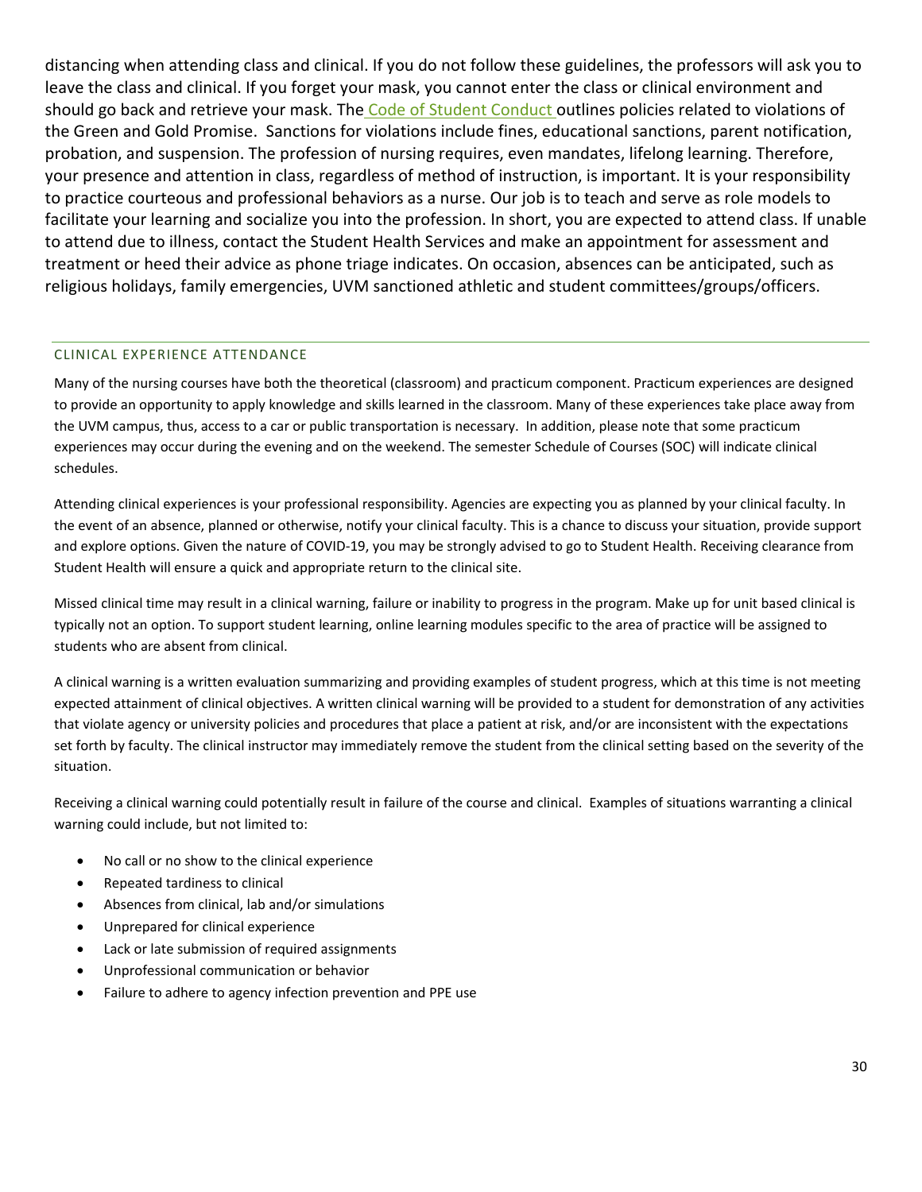distancing when attending class and clinical. If you do not follow these guidelines, the professors will ask you to leave the class and clinical. If you forget your mask, you cannot enter the class or clinical environment and should go back and retrieve your mask. The Code of Student Conduct outlines policies related to violations of the Green and Gold Promise. Sanctions for violations include fines, educational sanctions, parent notification, probation, and suspension. The profession of nursing requires, even mandates, lifelong learning. Therefore, your presence and attention in class, regardless of method of instruction, is important. It is your responsibility to practice courteous and professional behaviors as a nurse. Our job is to teach and serve as role models to facilitate your learning and socialize you into the profession. In short, you are expected to attend class. If unable to attend due to illness, contact the Student Health Services and make an appointment for assessment and treatment or heed their advice as phone triage indicates. On occasion, absences can be anticipated, such as religious holidays, family emergencies, UVM sanctioned athletic and student committees/groups/officers.

## CLINICAL EXPERIENCE ATTENDANCE

Many of the nursing courses have both the theoretical (classroom) and practicum component. Practicum experiences are designed to provide an opportunity to apply knowledge and skills learned in the classroom. Many of these experiences take place away from the UVM campus, thus, access to a car or public transportation is necessary. In addition, please note that some practicum experiences may occur during the evening and on the weekend. The semester Schedule of Courses (SOC) will indicate clinical schedules.

Attending clinical experiences is your professional responsibility. Agencies are expecting you as planned by your clinical faculty. In the event of an absence, planned or otherwise, notify your clinical faculty. This is a chance to discuss your situation, provide support and explore options. Given the nature of COVID-19, you may be strongly advised to go to Student Health. Receiving clearance from Student Health will ensure a quick and appropriate return to the clinical site.

Missed clinical time may result in a clinical warning, failure or inability to progress in the program. Make up for unit based clinical is typically not an option. To support student learning, online learning modules specific to the area of practice will be assigned to students who are absent from clinical.

A clinical warning is a written evaluation summarizing and providing examples of student progress, which at this time is not meeting expected attainment of clinical objectives. A written clinical warning will be provided to a student for demonstration of any activities that violate agency or university policies and procedures that place a patient at risk, and/or are inconsistent with the expectations set forth by faculty. The clinical instructor may immediately remove the student from the clinical setting based on the severity of the situation.

Receiving a clinical warning could potentially result in failure of the course and clinical. Examples of situations warranting a clinical warning could include, but not limited to:

- No call or no show to the clinical experience
- Repeated tardiness to clinical
- Absences from clinical, lab and/or simulations
- Unprepared for clinical experience
- Lack or late submission of required assignments
- Unprofessional communication or behavior
- Failure to adhere to agency infection prevention and PPE use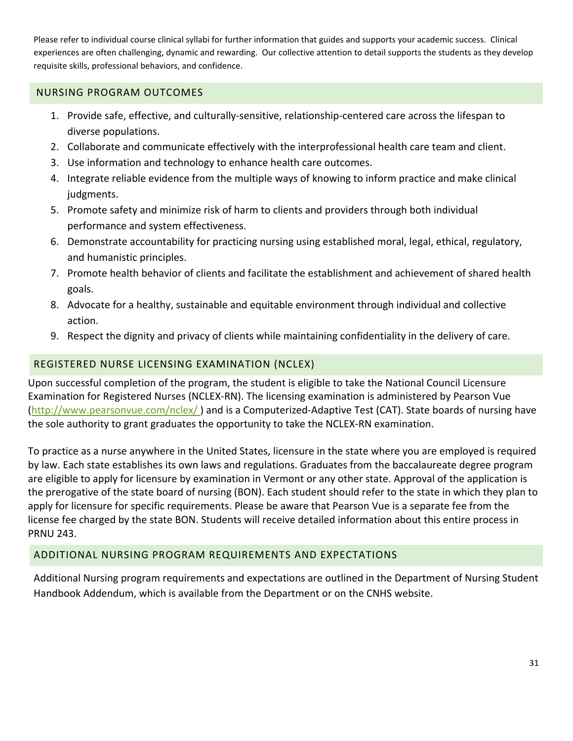Please refer to individual course clinical syllabi for further information that guides and supports your academic success. Clinical experiences are often challenging, dynamic and rewarding. Our collective attention to detail supports the students as they develop requisite skills, professional behaviors, and confidence.

## NURSING PROGRAM OUTCOMES

1. Provide safe, effective, and culturally-sensitive, relationship-centered care across the lifespan to diverse populations.
2. Collaborate and communicate effectively with the interprofessional health care team and client.
3. Use information and technology to enhance health care outcomes.
4. Integrate reliable evidence from the multiple ways of knowing to inform practice and make clinical judgments.
5. Promote safety and minimize risk of harm to clients and providers through both individual performance and system effectiveness.
6. Demonstrate accountability for practicing nursing using established moral, legal, ethical, regulatory, and humanistic principles.
7. Promote health behavior of clients and facilitate the establishment and achievement of shared health goals.
8. Advocate for a healthy, sustainable and equitable environment through individual and collective action.
9. Respect the dignity and privacy of clients while maintaining confidentiality in the delivery of care.

## REGISTERED NURSE LICENSING EXAMINATION (NCLEX)

Upon successful completion of the program, the student is eligible to take the National Council Licensure Examination for Registered Nurses (NCLEX-RN). The licensing examination is administered by Pearson Vue (http://www.pearsonvue.com/nclex/ ) and is a Computerized-Adaptive Test (CAT). State boards of nursing have the sole authority to grant graduates the opportunity to take the NCLEX-RN examination.

To practice as a nurse anywhere in the United States, licensure in the state where you are employed is required by law. Each state establishes its own laws and regulations. Graduates from the baccalaureate degree program are eligible to apply for licensure by examination in Vermont or any other state. Approval of the application is the prerogative of the state board of nursing (BON). Each student should refer to the state in which they plan to apply for licensure for specific requirements. Please be aware that Pearson Vue is a separate fee from the license fee charged by the state BON. Students will receive detailed information about this entire process in PRNU 243.

## ADDITIONAL NURSING PROGRAM REQUIREMENTS AND EXPECTATIONS

Additional Nursing program requirements and expectations are outlined in the Department of Nursing Student Handbook Addendum, which is available from the Department or on the CNHS website.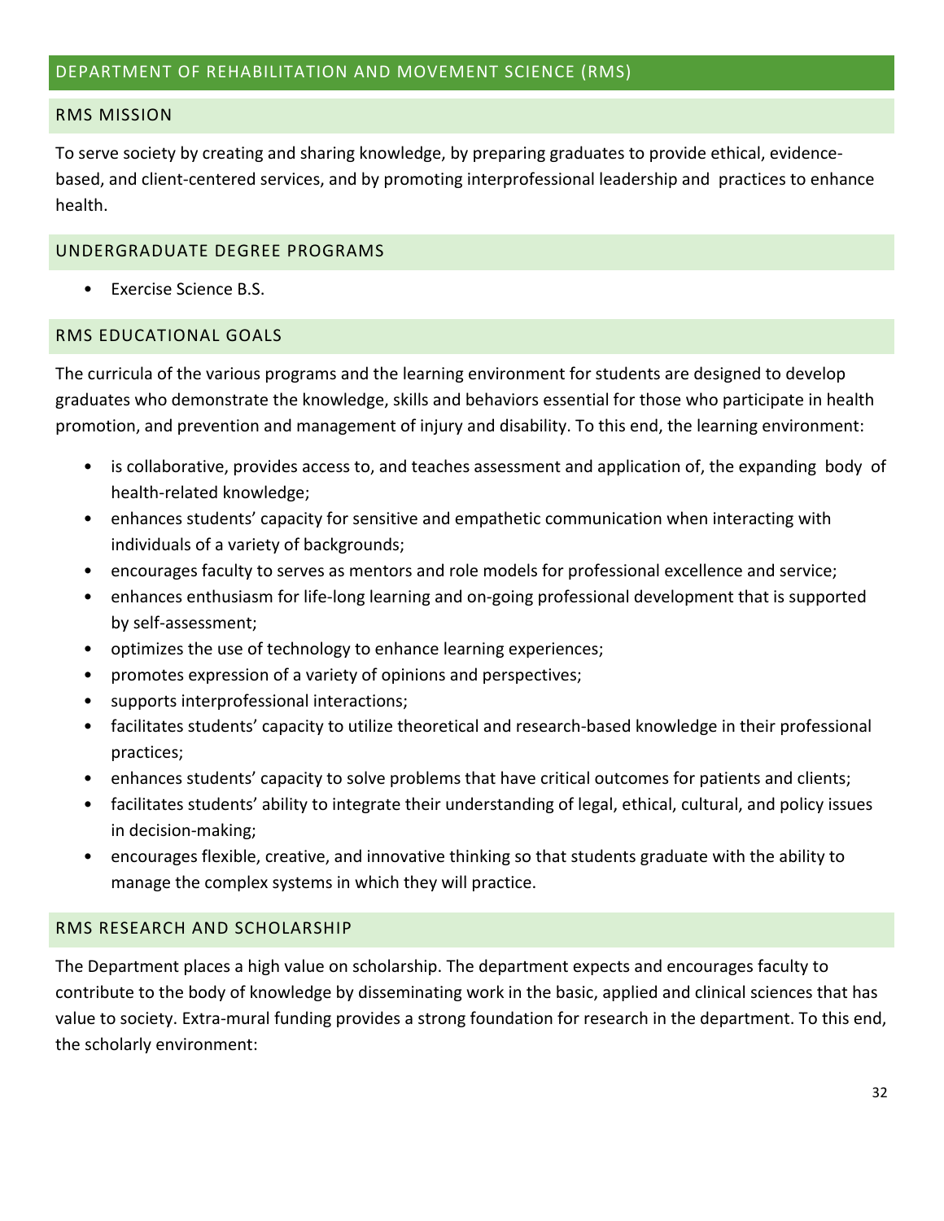# DEPARTMENT OF REHABILITATION AND MOVEMENT SCIENCE (RMS)

## RMS MISSION

To serve society by creating and sharing knowledge, by preparing graduates to provide ethical, evidence-based, and client-centered services, and by promoting interprofessional leadership and practices to enhance health.

## UNDERGRADUATE DEGREE PROGRAMS

- Exercise Science B.S.

## RMS EDUCATIONAL GOALS

The curricula of the various programs and the learning environment for students are designed to develop graduates who demonstrate the knowledge, skills and behaviors essential for those who participate in health promotion, and prevention and management of injury and disability. To this end, the learning environment:

- is collaborative, provides access to, and teaches assessment and application of, the expanding body of health-related knowledge;
- enhances students' capacity for sensitive and empathetic communication when interacting with individuals of a variety of backgrounds;
- encourages faculty to serves as mentors and role models for professional excellence and service;
- enhances enthusiasm for life-long learning and on-going professional development that is supported by self-assessment;
- optimizes the use of technology to enhance learning experiences;
- promotes expression of a variety of opinions and perspectives;
- supports interprofessional interactions;
- facilitates students' capacity to utilize theoretical and research-based knowledge in their professional practices;
- enhances students' capacity to solve problems that have critical outcomes for patients and clients;
- facilitates students' ability to integrate their understanding of legal, ethical, cultural, and policy issues in decision-making;
- encourages flexible, creative, and innovative thinking so that students graduate with the ability to manage the complex systems in which they will practice.

## RMS RESEARCH AND SCHOLARSHIP

The Department places a high value on scholarship. The department expects and encourages faculty to contribute to the body of knowledge by disseminating work in the basic, applied and clinical sciences that has value to society. Extra-mural funding provides a strong foundation for research in the department. To this end, the scholarly environment: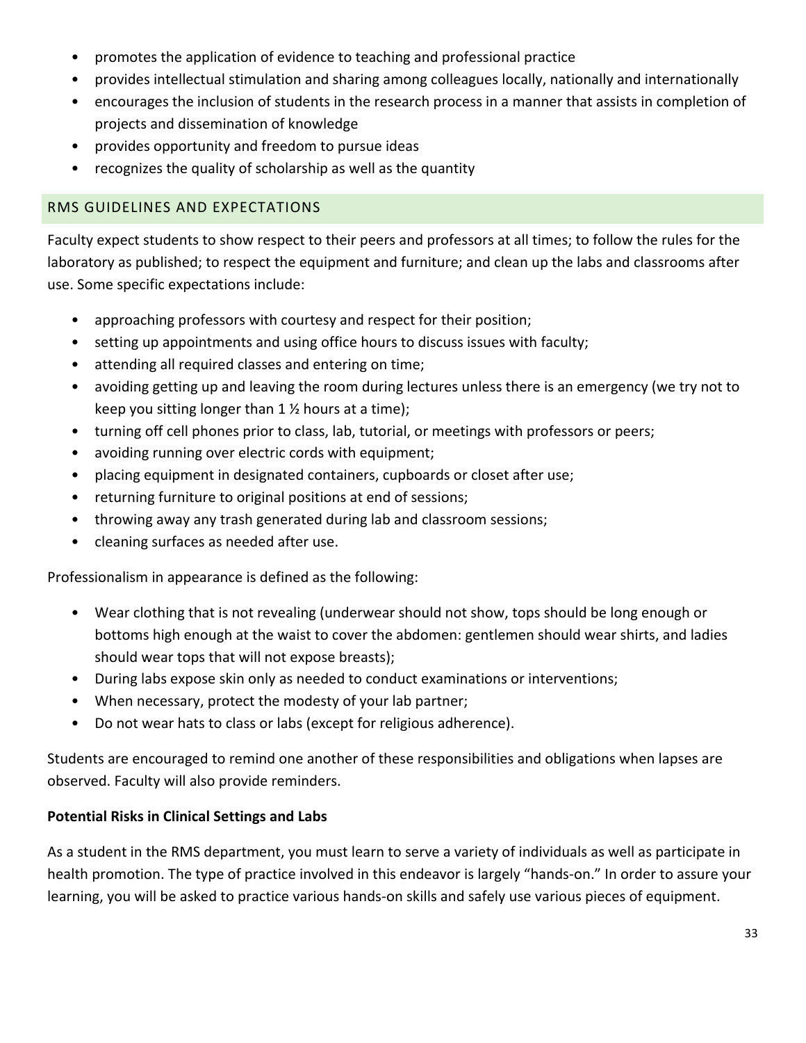- promotes the application of evidence to teaching and professional practice
- provides intellectual stimulation and sharing among colleagues locally, nationally and internationally
- encourages the inclusion of students in the research process in a manner that assists in completion of projects and dissemination of knowledge
- provides opportunity and freedom to pursue ideas
- recognizes the quality of scholarship as well as the quantity

## RMS GUIDELINES AND EXPECTATIONS

Faculty expect students to show respect to their peers and professors at all times; to follow the rules for the laboratory as published; to respect the equipment and furniture; and clean up the labs and classrooms after use. Some specific expectations include:

- approaching professors with courtesy and respect for their position;
- setting up appointments and using office hours to discuss issues with faculty;
- attending all required classes and entering on time;
- avoiding getting up and leaving the room during lectures unless there is an emergency (we try not to keep you sitting longer than 1 ½ hours at a time);
- turning off cell phones prior to class, lab, tutorial, or meetings with professors or peers;
- avoiding running over electric cords with equipment;
- placing equipment in designated containers, cupboards or closet after use;
- returning furniture to original positions at end of sessions;
- throwing away any trash generated during lab and classroom sessions;
- cleaning surfaces as needed after use.

Professionalism in appearance is defined as the following:

- Wear clothing that is not revealing (underwear should not show, tops should be long enough or bottoms high enough at the waist to cover the abdomen: gentlemen should wear shirts, and ladies should wear tops that will not expose breasts);
- During labs expose skin only as needed to conduct examinations or interventions;
- When necessary, protect the modesty of your lab partner;
- Do not wear hats to class or labs (except for religious adherence).

Students are encouraged to remind one another of these responsibilities and obligations when lapses are observed. Faculty will also provide reminders.

**Potential Risks in Clinical Settings and Labs**

As a student in the RMS department, you must learn to serve a variety of individuals as well as participate in health promotion. The type of practice involved in this endeavor is largely "hands-on." In order to assure your learning, you will be asked to practice various hands-on skills and safely use various pieces of equipment.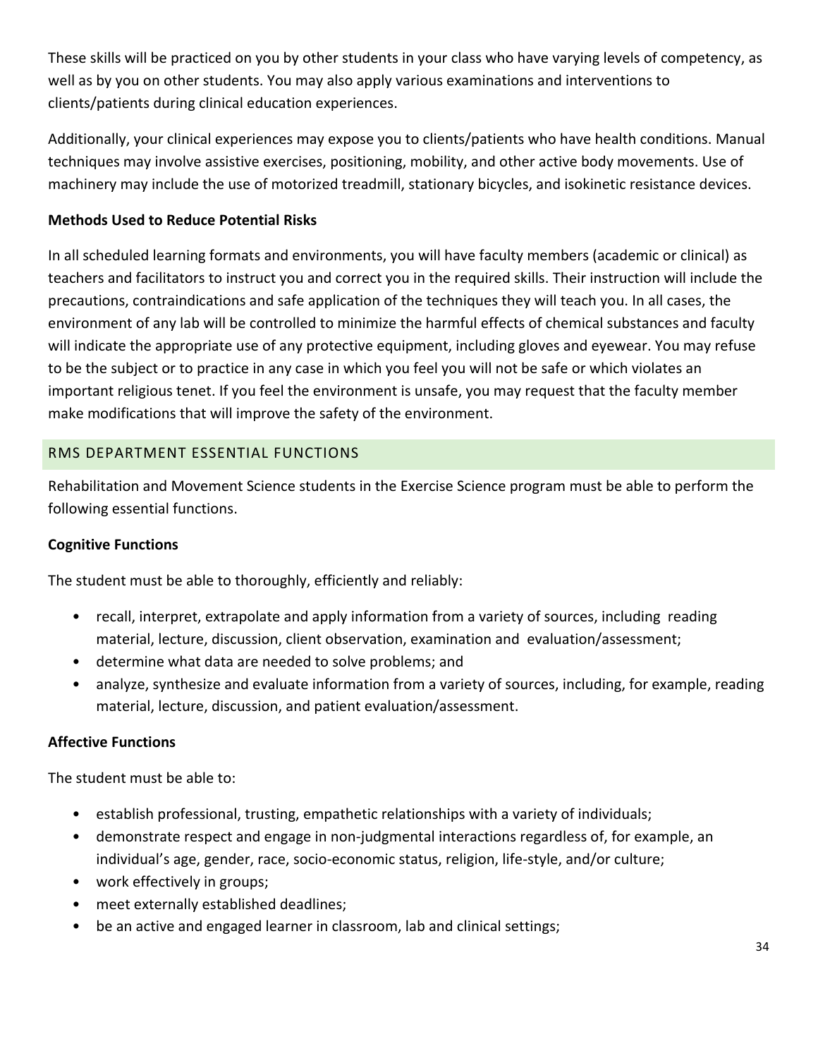These skills will be practiced on you by other students in your class who have varying levels of competency, as well as by you on other students. You may also apply various examinations and interventions to clients/patients during clinical education experiences.

Additionally, your clinical experiences may expose you to clients/patients who have health conditions. Manual techniques may involve assistive exercises, positioning, mobility, and other active body movements. Use of machinery may include the use of motorized treadmill, stationary bicycles, and isokinetic resistance devices.

**Methods Used to Reduce Potential Risks**

In all scheduled learning formats and environments, you will have faculty members (academic or clinical) as teachers and facilitators to instruct you and correct you in the required skills. Their instruction will include the precautions, contraindications and safe application of the techniques they will teach you. In all cases, the environment of any lab will be controlled to minimize the harmful effects of chemical substances and faculty will indicate the appropriate use of any protective equipment, including gloves and eyewear. You may refuse to be the subject or to practice in any case in which you feel you will not be safe or which violates an important religious tenet. If you feel the environment is unsafe, you may request that the faculty member make modifications that will improve the safety of the environment.

## RMS DEPARTMENT ESSENTIAL FUNCTIONS

Rehabilitation and Movement Science students in the Exercise Science program must be able to perform the following essential functions.

**Cognitive Functions**

The student must be able to thoroughly, efficiently and reliably:

- recall, interpret, extrapolate and apply information from a variety of sources, including reading material, lecture, discussion, client observation, examination and evaluation/assessment;
- determine what data are needed to solve problems; and
- analyze, synthesize and evaluate information from a variety of sources, including, for example, reading material, lecture, discussion, and patient evaluation/assessment.

**Affective Functions**

The student must be able to:

- establish professional, trusting, empathetic relationships with a variety of individuals;
- demonstrate respect and engage in non-judgmental interactions regardless of, for example, an individual's age, gender, race, socio-economic status, religion, life-style, and/or culture;
- work effectively in groups;
- meet externally established deadlines;
- be an active and engaged learner in classroom, lab and clinical settings;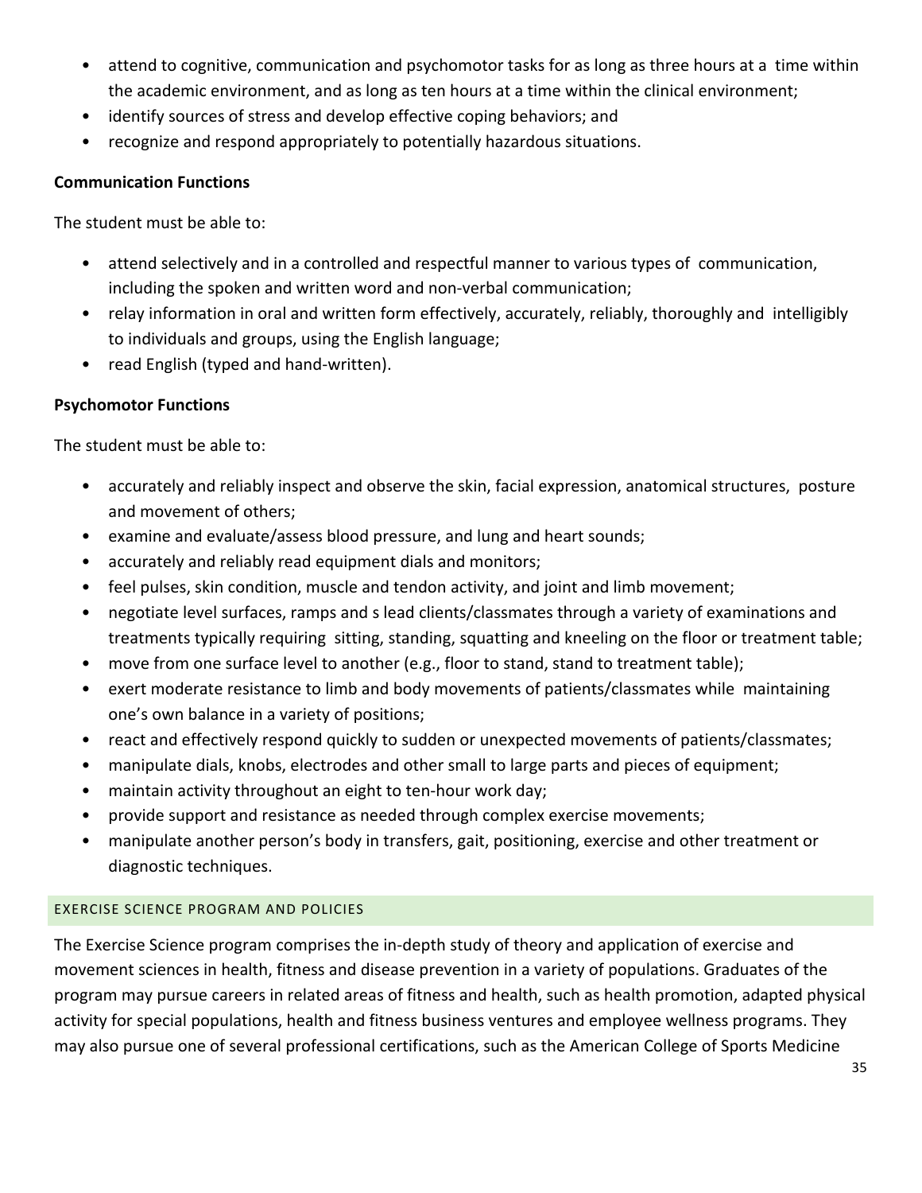- attend to cognitive, communication and psychomotor tasks for as long as three hours at a time within the academic environment, and as long as ten hours at a time within the clinical environment;
- identify sources of stress and develop effective coping behaviors; and
- recognize and respond appropriately to potentially hazardous situations.

**Communication Functions**

The student must be able to:

- attend selectively and in a controlled and respectful manner to various types of communication, including the spoken and written word and non-verbal communication;
- relay information in oral and written form effectively, accurately, reliably, thoroughly and intelligibly to individuals and groups, using the English language;
- read English (typed and hand-written).

**Psychomotor Functions**

The student must be able to:

- accurately and reliably inspect and observe the skin, facial expression, anatomical structures, posture and movement of others;
- examine and evaluate/assess blood pressure, and lung and heart sounds;
- accurately and reliably read equipment dials and monitors;
- feel pulses, skin condition, muscle and tendon activity, and joint and limb movement;
- negotiate level surfaces, ramps and s lead clients/classmates through a variety of examinations and treatments typically requiring sitting, standing, squatting and kneeling on the floor or treatment table;
- move from one surface level to another (e.g., floor to stand, stand to treatment table);
- exert moderate resistance to limb and body movements of patients/classmates while maintaining one's own balance in a variety of positions;
- react and effectively respond quickly to sudden or unexpected movements of patients/classmates;
- manipulate dials, knobs, electrodes and other small to large parts and pieces of equipment;
- maintain activity throughout an eight to ten-hour work day;
- provide support and resistance as needed through complex exercise movements;
- manipulate another person's body in transfers, gait, positioning, exercise and other treatment or diagnostic techniques.

## EXERCISE SCIENCE PROGRAM AND POLICIES

The Exercise Science program comprises the in-depth study of theory and application of exercise and movement sciences in health, fitness and disease prevention in a variety of populations. Graduates of the program may pursue careers in related areas of fitness and health, such as health promotion, adapted physical activity for special populations, health and fitness business ventures and employee wellness programs. They may also pursue one of several professional certifications, such as the American College of Sports Medicine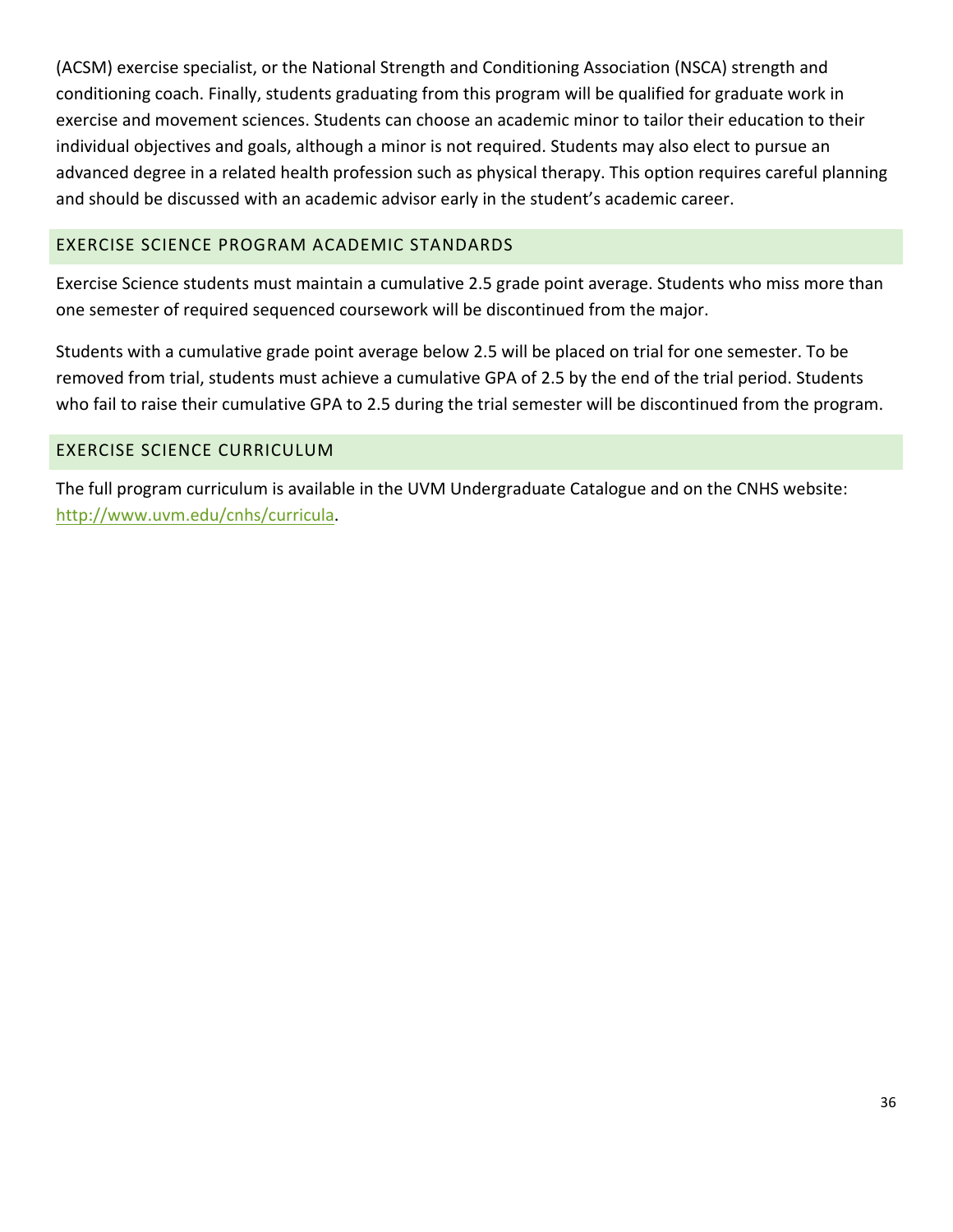(ACSM) exercise specialist, or the National Strength and Conditioning Association (NSCA) strength and conditioning coach. Finally, students graduating from this program will be qualified for graduate work in exercise and movement sciences. Students can choose an academic minor to tailor their education to their individual objectives and goals, although a minor is not required. Students may also elect to pursue an advanced degree in a related health profession such as physical therapy. This option requires careful planning and should be discussed with an academic advisor early in the student's academic career.

## EXERCISE SCIENCE PROGRAM ACADEMIC STANDARDS

Exercise Science students must maintain a cumulative 2.5 grade point average. Students who miss more than one semester of required sequenced coursework will be discontinued from the major.

Students with a cumulative grade point average below 2.5 will be placed on trial for one semester. To be removed from trial, students must achieve a cumulative GPA of 2.5 by the end of the trial period. Students who fail to raise their cumulative GPA to 2.5 during the trial semester will be discontinued from the program.

## EXERCISE SCIENCE CURRICULUM

The full program curriculum is available in the UVM Undergraduate Catalogue and on the CNHS website: [http://www.uvm.edu/cnhs/curricula](http://www.uvm.edu/cnhs/curricula).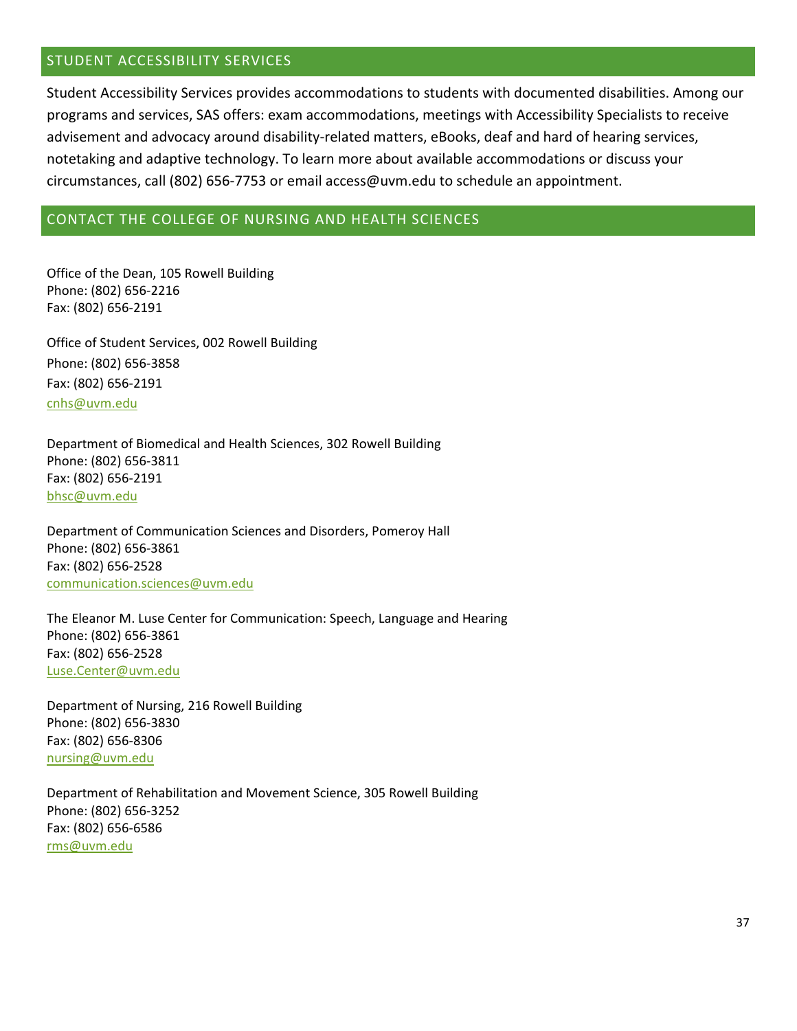## STUDENT ACCESSIBILITY SERVICES

Student Accessibility Services provides accommodations to students with documented disabilities. Among our programs and services, SAS offers: exam accommodations, meetings with Accessibility Specialists to receive advisement and advocacy around disability-related matters, eBooks, deaf and hard of hearing services, notetaking and adaptive technology. To learn more about available accommodations or discuss your circumstances, call (802) 656-7753 or email access@uvm.edu to schedule an appointment.

## CONTACT THE COLLEGE OF NURSING AND HEALTH SCIENCES

Office of the Dean, 105 Rowell Building
Phone: (802) 656-2216
Fax: (802) 656-2191

Office of Student Services, 002 Rowell Building
Phone: (802) 656-3858
Fax: (802) 656-2191
cnhs@uvm.edu

Department of Biomedical and Health Sciences, 302 Rowell Building
Phone: (802) 656-3811
Fax: (802) 656-2191
bhsc@uvm.edu

Department of Communication Sciences and Disorders, Pomeroy Hall
Phone: (802) 656-3861
Fax: (802) 656-2528
communication.sciences@uvm.edu

The Eleanor M. Luse Center for Communication: Speech, Language and Hearing
Phone: (802) 656-3861
Fax: (802) 656-2528
Luse.Center@uvm.edu

Department of Nursing, 216 Rowell Building
Phone: (802) 656-3830
Fax: (802) 656-8306
nursing@uvm.edu

Department of Rehabilitation and Movement Science, 305 Rowell Building
Phone: (802) 656-3252
Fax: (802) 656-6586
rms@uvm.edu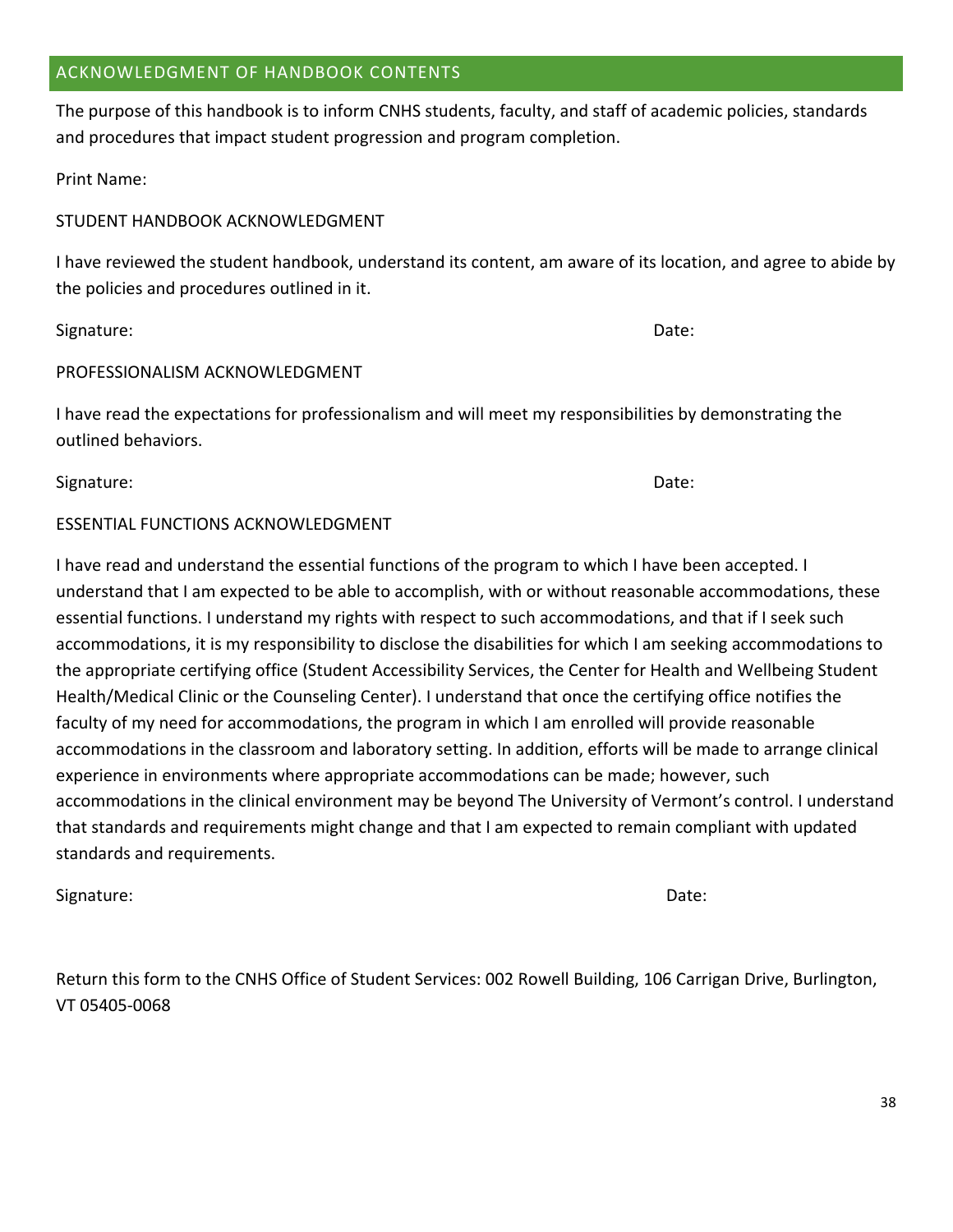## ACKNOWLEDGMENT OF HANDBOOK CONTENTS

The purpose of this handbook is to inform CNHS students, faculty, and staff of academic policies, standards and procedures that impact student progression and program completion.

Print Name:

STUDENT HANDBOOK ACKNOWLEDGMENT

I have reviewed the student handbook, understand its content, am aware of its location, and agree to abide by the policies and procedures outlined in it.

Signature: Date:

PROFESSIONALISM ACKNOWLEDGMENT

I have read the expectations for professionalism and will meet my responsibilities by demonstrating the outlined behaviors.

Signature: Date:

ESSENTIAL FUNCTIONS ACKNOWLEDGMENT

I have read and understand the essential functions of the program to which I have been accepted. I understand that I am expected to be able to accomplish, with or without reasonable accommodations, these essential functions. I understand my rights with respect to such accommodations, and that if I seek such accommodations, it is my responsibility to disclose the disabilities for which I am seeking accommodations to the appropriate certifying office (Student Accessibility Services, the Center for Health and Wellbeing Student Health/Medical Clinic or the Counseling Center). I understand that once the certifying office notifies the faculty of my need for accommodations, the program in which I am enrolled will provide reasonable accommodations in the classroom and laboratory setting. In addition, efforts will be made to arrange clinical experience in environments where appropriate accommodations can be made; however, such accommodations in the clinical environment may be beyond The University of Vermont's control. I understand that standards and requirements might change and that I am expected to remain compliant with updated standards and requirements.

Signature: Date:

Return this form to the CNHS Office of Student Services: 002 Rowell Building, 106 Carrigan Drive, Burlington, VT 05405-0068